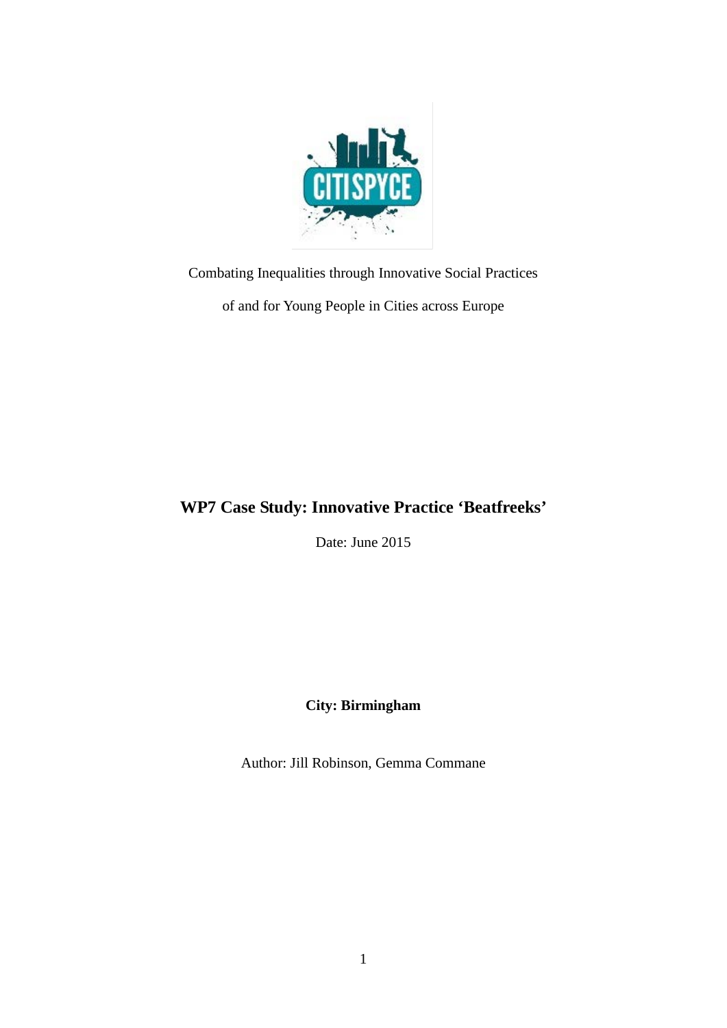Combating Inequalities through Innovative Social Practices

of and for Young People in Cities across Europe

# WP7 Case Study: Innovative Practice 'Beatfreeks'

Date: June 2015

**City: Birmingham**

Author: Jill Robinson, Gemma Commane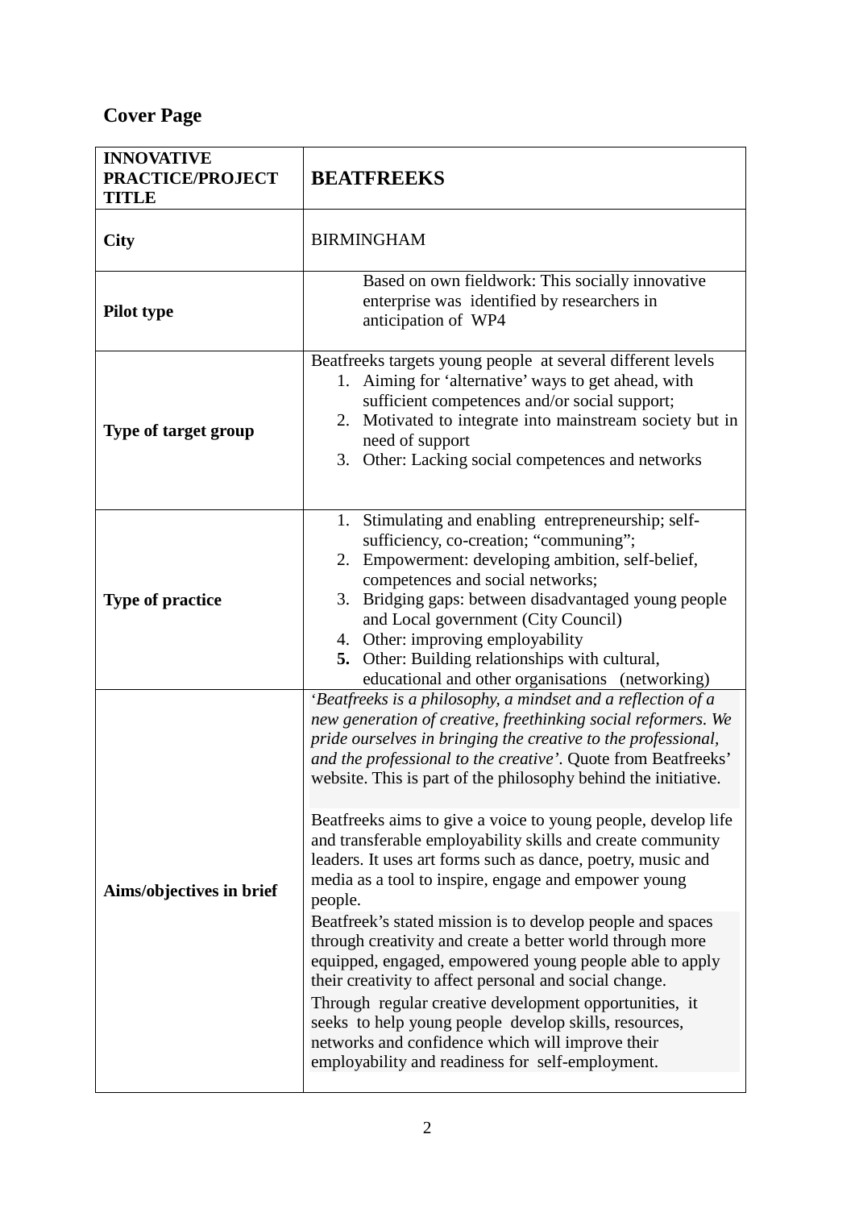## Cover Page

| **INNOVATIVE PRACTICE/PROJECT TITLE** | **BEATFREEKS** |
|---|---|
| **City** | BIRMINGHAM |
| **Pilot type** | Based on own fieldwork: This socially innovative enterprise was identified by researchers in anticipation of WP4 |
| **Type of target group** | Beatfreeks targets young people at several different levels<br>1. Aiming for 'alternative' ways to get ahead, with sufficient competences and/or social support;<br>2. Motivated to integrate into mainstream society but in need of support<br>3. Other: Lacking social competences and networks |
| **Type of practice** | 1. Stimulating and enabling entrepreneurship; self-sufficiency, co-creation; "communing";<br>2. Empowerment: developing ambition, self-belief, competences and social networks;<br>3. Bridging gaps: between disadvantaged young people and Local government (City Council)<br>4. Other: improving employability<br>**5.** Other: Building relationships with cultural, educational and other organisations (networking) |
| **Aims/objectives in brief** | '*Beatfreeks is a philosophy, a mindset and a reflection of a new generation of creative, freethinking social reformers. We pride ourselves in bringing the creative to the professional, and the professional to the creative'*. Quote from Beatfreeks' website. This is part of the philosophy behind the initiative.<br><br>Beatfreeks aims to give a voice to young people, develop life and transferable employability skills and create community leaders. It uses art forms such as dance, poetry, music and media as a tool to inspire, engage and empower young people.<br><br>Beatfreek's stated mission is to develop people and spaces through creativity and create a better world through more equipped, engaged, empowered young people able to apply their creativity to affect personal and social change.<br><br>Through regular creative development opportunities, it seeks to help young people develop skills, resources, networks and confidence which will improve their employability and readiness for self-employment. |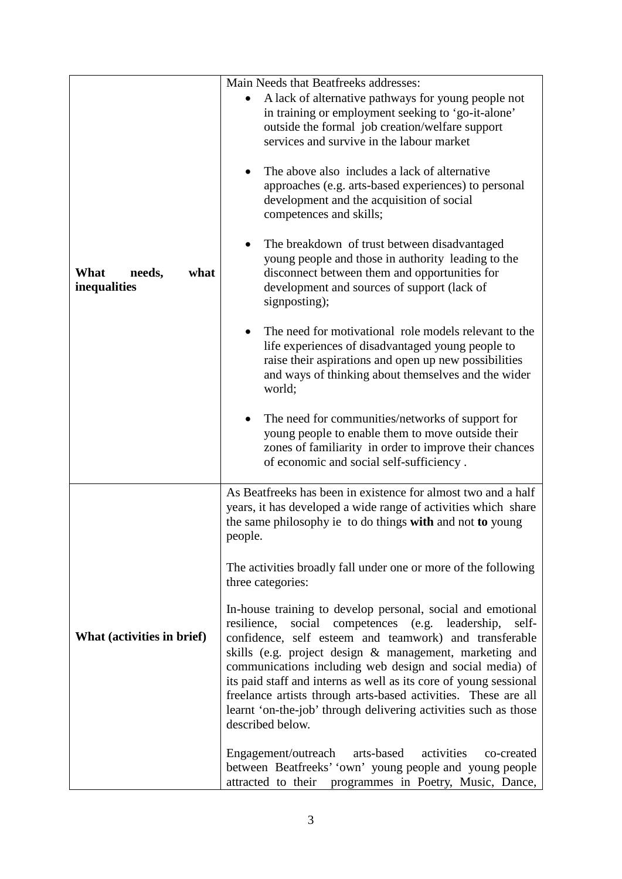| | |
|---|---|
| **What needs, what inequalities** | Main Needs that Beatfreeks addresses:<br>• A lack of alternative pathways for young people not in training or employment seeking to 'go-it-alone' outside the formal job creation/welfare support services and survive in the labour market<br><br>• The above also includes a lack of alternative approaches (e.g. arts-based experiences) to personal development and the acquisition of social competences and skills;<br><br>• The breakdown of trust between disadvantaged young people and those in authority leading to the disconnect between them and opportunities for development and sources of support (lack of signposting);<br><br>• The need for motivational role models relevant to the life experiences of disadvantaged young people to raise their aspirations and open up new possibilities and ways of thinking about themselves and the wider world;<br><br>• The need for communities/networks of support for young people to enable them to move outside their zones of familiarity in order to improve their chances of economic and social self-sufficiency . |
| **What (activities in brief)** | As Beatfreeks has been in existence for almost two and a half years, it has developed a wide range of activities which share the same philosophy ie to do things **with** and not **to** young people.<br><br>The activities broadly fall under one or more of the following three categories:<br><br>In-house training to develop personal, social and emotional resilience, social competences (e.g. leadership, self-confidence, self esteem and teamwork) and transferable skills (e.g. project design & management, marketing and communications including web design and social media) of its paid staff and interns as well as its core of young sessional freelance artists through arts-based activities. These are all learnt 'on-the-job' through delivering activities such as those described below.<br><br>Engagement/outreach arts-based activities co-created between Beatfreeks' 'own' young people and young people attracted to their programmes in Poetry, Music, Dance, |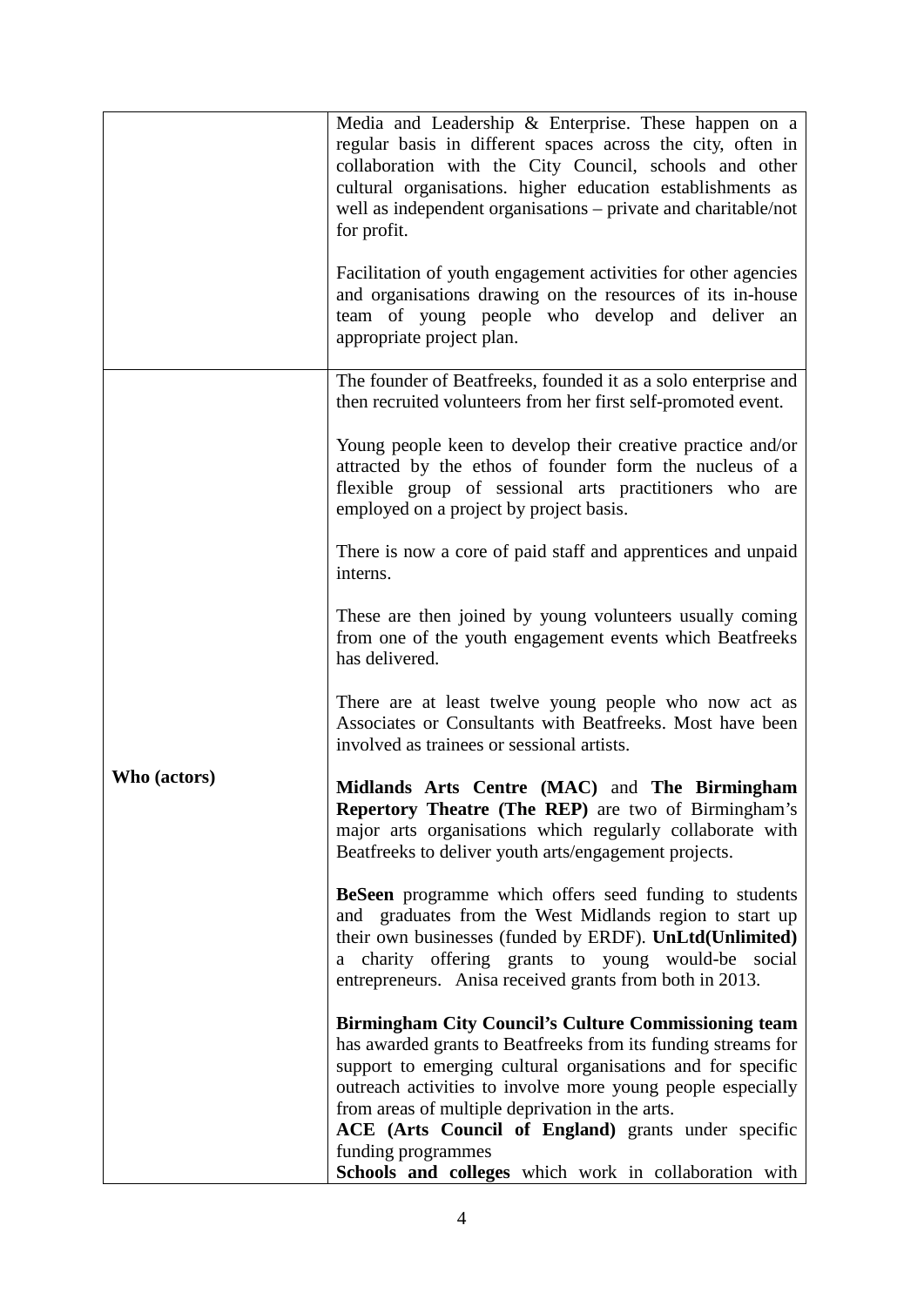| | |
|---|---|
| | Media and Leadership & Enterprise. These happen on a regular basis in different spaces across the city, often in collaboration with the City Council, schools and other cultural organisations. higher education establishments as well as independent organisations – private and charitable/not for profit.<br><br>Facilitation of youth engagement activities for other agencies and organisations drawing on the resources of its in-house team of young people who develop and deliver an appropriate project plan. |
| **Who (actors)** | The founder of Beatfreeks, founded it as a solo enterprise and then recruited volunteers from her first self-promoted event.<br><br>Young people keen to develop their creative practice and/or attracted by the ethos of founder form the nucleus of a flexible group of sessional arts practitioners who are employed on a project by project basis.<br><br>There is now a core of paid staff and apprentices and unpaid interns.<br><br>These are then joined by young volunteers usually coming from one of the youth engagement events which Beatfreeks has delivered.<br><br>There are at least twelve young people who now act as Associates or Consultants with Beatfreeks. Most have been involved as trainees or sessional artists.<br><br>**Midlands Arts Centre (MAC)** and **The Birmingham Repertory Theatre (The REP)** are two of Birmingham's major arts organisations which regularly collaborate with Beatfreeks to deliver youth arts/engagement projects.<br><br>**BeSeen** programme which offers seed funding to students and graduates from the West Midlands region to start up their own businesses (funded by ERDF). **UnLtd(Unlimited)** a charity offering grants to young would-be social entrepreneurs. Anisa received grants from both in 2013.<br><br>**Birmingham City Council's Culture Commissioning team** has awarded grants to Beatfreeks from its funding streams for support to emerging cultural organisations and for specific outreach activities to involve more young people especially from areas of multiple deprivation in the arts.<br>**ACE (Arts Council of England)** grants under specific funding programmes<br>**Schools and colleges** which work in collaboration with |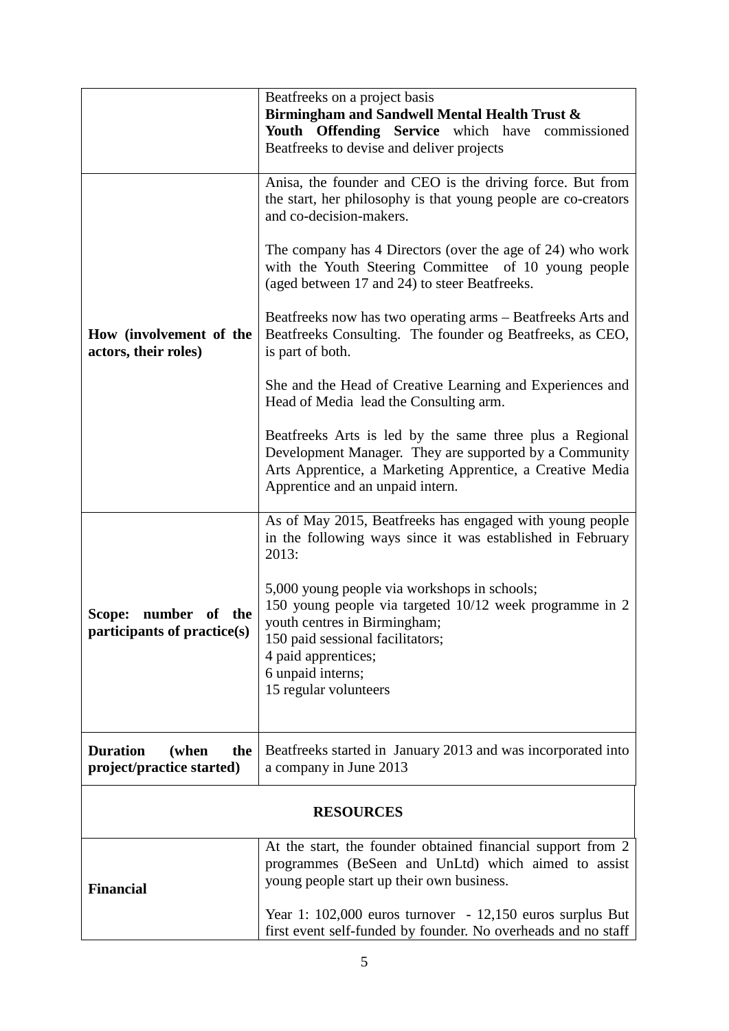| | |
|---|---|
| | Beatfreeks on a project basis<br>**Birmingham and Sandwell Mental Health Trust &**<br>**Youth Offending Service** which have commissioned Beatfreeks to devise and deliver projects |
| **How (involvement of the actors, their roles)** | Anisa, the founder and CEO is the driving force. But from the start, her philosophy is that young people are co-creators and co-decision-makers.<br><br>The company has 4 Directors (over the age of 24) who work with the Youth Steering Committee of 10 young people (aged between 17 and 24) to steer Beatfreeks.<br><br>Beatfreeks now has two operating arms – Beatfreeks Arts and Beatfreeks Consulting. The founder og Beatfreeks, as CEO, is part of both.<br><br>She and the Head of Creative Learning and Experiences and Head of Media lead the Consulting arm.<br><br>Beatfreeks Arts is led by the same three plus a Regional Development Manager. They are supported by a Community Arts Apprentice, a Marketing Apprentice, a Creative Media Apprentice and an unpaid intern. |
| **Scope: number of the participants of practice(s)** | As of May 2015, Beatfreeks has engaged with young people in the following ways since it was established in February 2013:<br><br>5,000 young people via workshops in schools;<br>150 young people via targeted 10/12 week programme in 2 youth centres in Birmingham;<br>150 paid sessional facilitators;<br>4 paid apprentices;<br>6 unpaid interns;<br>15 regular volunteers |
| **Duration (when the project/practice started)** | Beatfreeks started in January 2013 and was incorporated into a company in June 2013 |
| **RESOURCES** | |
| **Financial** | At the start, the founder obtained financial support from 2 programmes (BeSeen and UnLtd) which aimed to assist young people start up their own business.<br><br>Year 1: 102,000 euros turnover - 12,150 euros surplus But first event self-funded by founder. No overheads and no staff |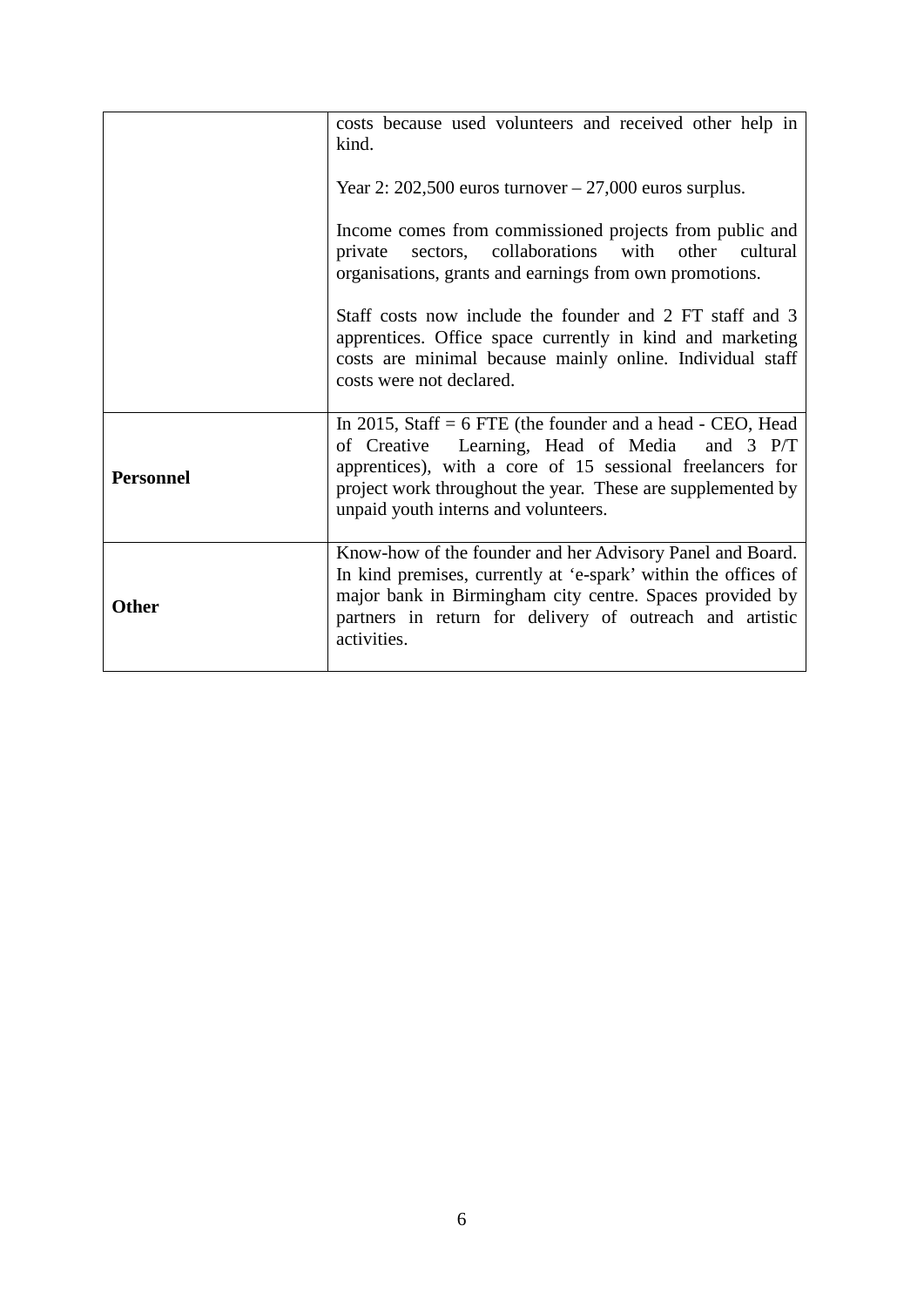| | |
|---|---|
| | costs because used volunteers and received other help in kind.<br><br>Year 2: 202,500 euros turnover – 27,000 euros surplus.<br><br>Income comes from commissioned projects from public and private sectors, collaborations with other cultural organisations, grants and earnings from own promotions.<br><br>Staff costs now include the founder and 2 FT staff and 3 apprentices. Office space currently in kind and marketing costs are minimal because mainly online. Individual staff costs were not declared. |
| **Personnel** | In 2015, Staff = 6 FTE (the founder and a head - CEO, Head of Creative Learning, Head of Media and 3 P/T apprentices), with a core of 15 sessional freelancers for project work throughout the year. These are supplemented by unpaid youth interns and volunteers. |
| **Other** | Know-how of the founder and her Advisory Panel and Board. In kind premises, currently at 'e-spark' within the offices of major bank in Birmingham city centre. Spaces provided by partners in return for delivery of outreach and artistic activities. |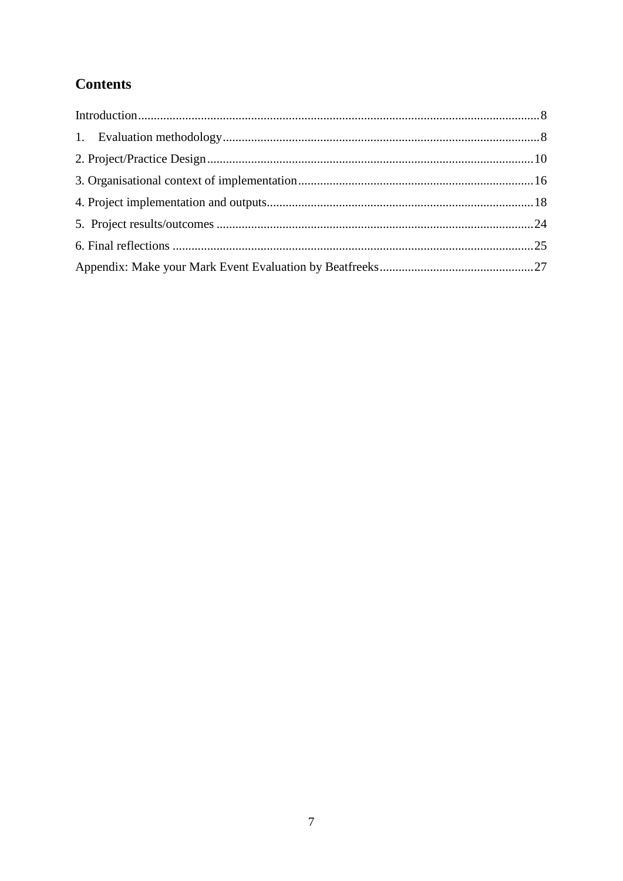## Contents

Introduction .......... 8

1. Evaluation methodology .......... 8

2. Project/Practice Design .......... 10

3. Organisational context of implementation .......... 16

4. Project implementation and outputs .......... 18

5. Project results/outcomes .......... 24

6. Final reflections .......... 25

Appendix: Make your Mark Event Evaluation by Beatfreeks .......... 27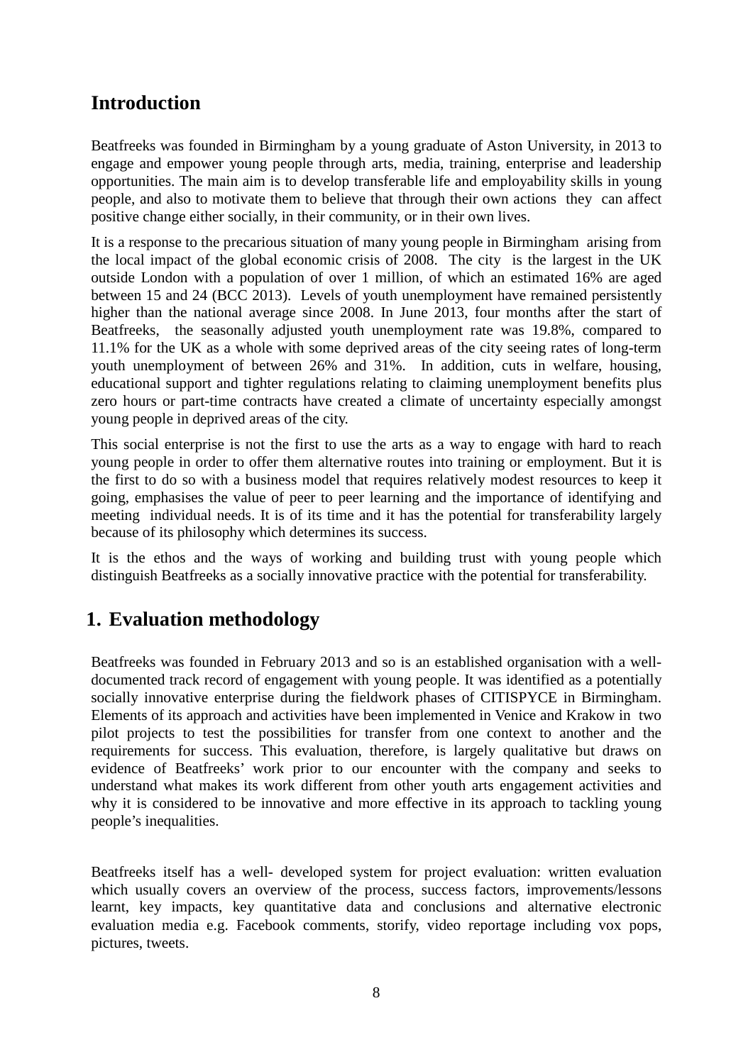## Introduction

Beatfreeks was founded in Birmingham by a young graduate of Aston University, in 2013 to engage and empower young people through arts, media, training, enterprise and leadership opportunities. The main aim is to develop transferable life and employability skills in young people, and also to motivate them to believe that through their own actions they can affect positive change either socially, in their community, or in their own lives.

It is a response to the precarious situation of many young people in Birmingham arising from the local impact of the global economic crisis of 2008. The city is the largest in the UK outside London with a population of over 1 million, of which an estimated 16% are aged between 15 and 24 (BCC 2013). Levels of youth unemployment have remained persistently higher than the national average since 2008. In June 2013, four months after the start of Beatfreeks, the seasonally adjusted youth unemployment rate was 19.8%, compared to 11.1% for the UK as a whole with some deprived areas of the city seeing rates of long-term youth unemployment of between 26% and 31%. In addition, cuts in welfare, housing, educational support and tighter regulations relating to claiming unemployment benefits plus zero hours or part-time contracts have created a climate of uncertainty especially amongst young people in deprived areas of the city.

This social enterprise is not the first to use the arts as a way to engage with hard to reach young people in order to offer them alternative routes into training or employment. But it is the first to do so with a business model that requires relatively modest resources to keep it going, emphasises the value of peer to peer learning and the importance of identifying and meeting individual needs. It is of its time and it has the potential for transferability largely because of its philosophy which determines its success.

It is the ethos and the ways of working and building trust with young people which distinguish Beatfreeks as a socially innovative practice with the potential for transferability.

## 1. Evaluation methodology

Beatfreeks was founded in February 2013 and so is an established organisation with a well-documented track record of engagement with young people. It was identified as a potentially socially innovative enterprise during the fieldwork phases of CITISPYCE in Birmingham. Elements of its approach and activities have been implemented in Venice and Krakow in two pilot projects to test the possibilities for transfer from one context to another and the requirements for success. This evaluation, therefore, is largely qualitative but draws on evidence of Beatfreeks' work prior to our encounter with the company and seeks to understand what makes its work different from other youth arts engagement activities and why it is considered to be innovative and more effective in its approach to tackling young people's inequalities.

Beatfreeks itself has a well- developed system for project evaluation: written evaluation which usually covers an overview of the process, success factors, improvements/lessons learnt, key impacts, key quantitative data and conclusions and alternative electronic evaluation media e.g. Facebook comments, storify, video reportage including vox pops, pictures, tweets.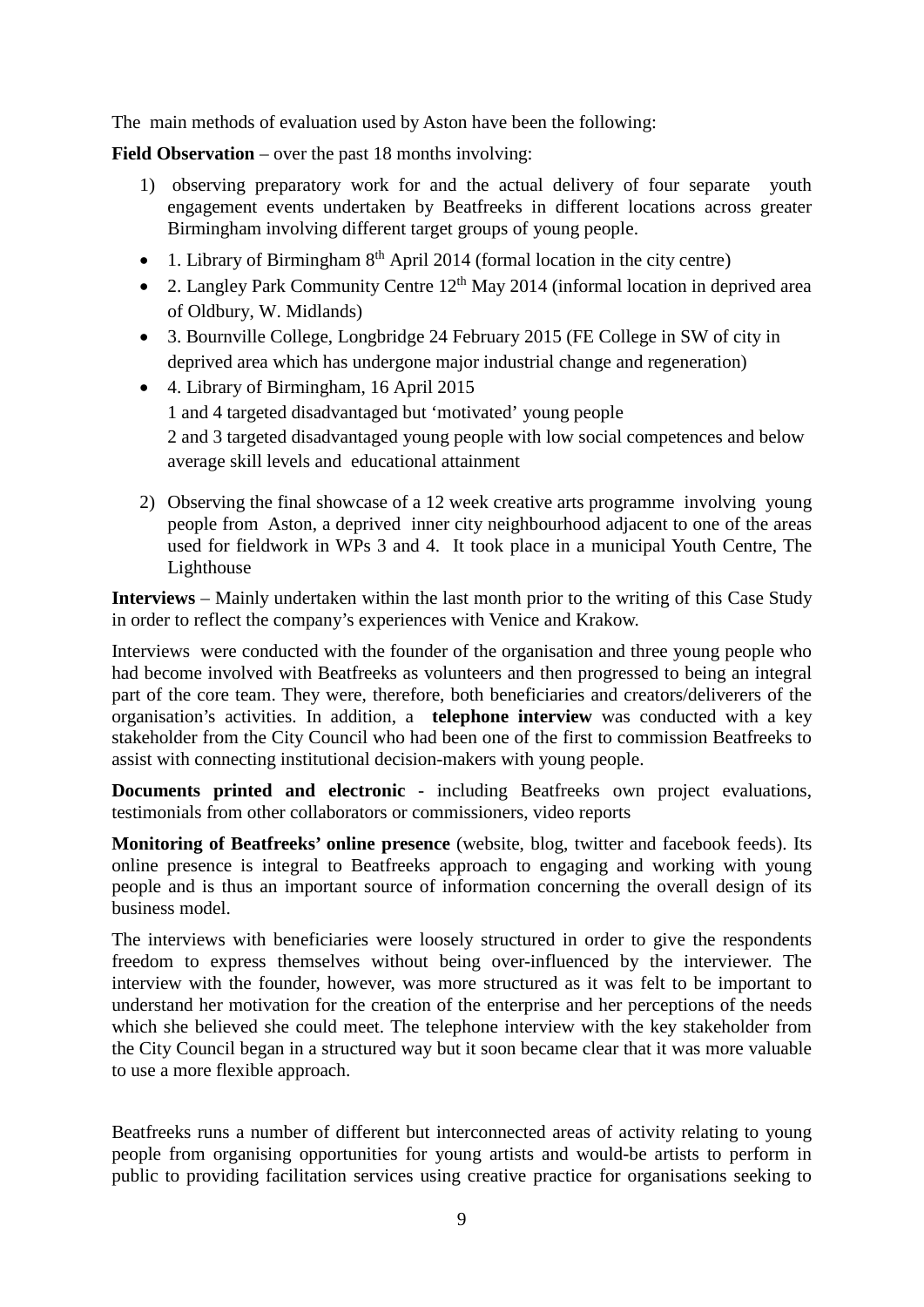The main methods of evaluation used by Aston have been the following:

**Field Observation** – over the past 18 months involving:

1) observing preparatory work for and the actual delivery of four separate youth engagement events undertaken by Beatfreeks in different locations across greater Birmingham involving different target groups of young people.

- 1. Library of Birmingham 8th April 2014 (formal location in the city centre)
- 2. Langley Park Community Centre 12th May 2014 (informal location in deprived area of Oldbury, W. Midlands)
- 3. Bournville College, Longbridge 24 February 2015 (FE College in SW of city in deprived area which has undergone major industrial change and regeneration)
- 4. Library of Birmingham, 16 April 2015
  1 and 4 targeted disadvantaged but 'motivated' young people
  2 and 3 targeted disadvantaged young people with low social competences and below average skill levels and educational attainment

2) Observing the final showcase of a 12 week creative arts programme involving young people from Aston, a deprived inner city neighbourhood adjacent to one of the areas used for fieldwork in WPs 3 and 4. It took place in a municipal Youth Centre, The Lighthouse

**Interviews** – Mainly undertaken within the last month prior to the writing of this Case Study in order to reflect the company's experiences with Venice and Krakow.

Interviews were conducted with the founder of the organisation and three young people who had become involved with Beatfreeks as volunteers and then progressed to being an integral part of the core team. They were, therefore, both beneficiaries and creators/deliverers of the organisation's activities. In addition, a **telephone interview** was conducted with a key stakeholder from the City Council who had been one of the first to commission Beatfreeks to assist with connecting institutional decision-makers with young people.

**Documents printed and electronic** - including Beatfreeks own project evaluations, testimonials from other collaborators or commissioners, video reports

**Monitoring of Beatfreeks' online presence** (website, blog, twitter and facebook feeds). Its online presence is integral to Beatfreeks approach to engaging and working with young people and is thus an important source of information concerning the overall design of its business model.

The interviews with beneficiaries were loosely structured in order to give the respondents freedom to express themselves without being over-influenced by the interviewer. The interview with the founder, however, was more structured as it was felt to be important to understand her motivation for the creation of the enterprise and her perceptions of the needs which she believed she could meet. The telephone interview with the key stakeholder from the City Council began in a structured way but it soon became clear that it was more valuable to use a more flexible approach.

Beatfreeks runs a number of different but interconnected areas of activity relating to young people from organising opportunities for young artists and would-be artists to perform in public to providing facilitation services using creative practice for organisations seeking to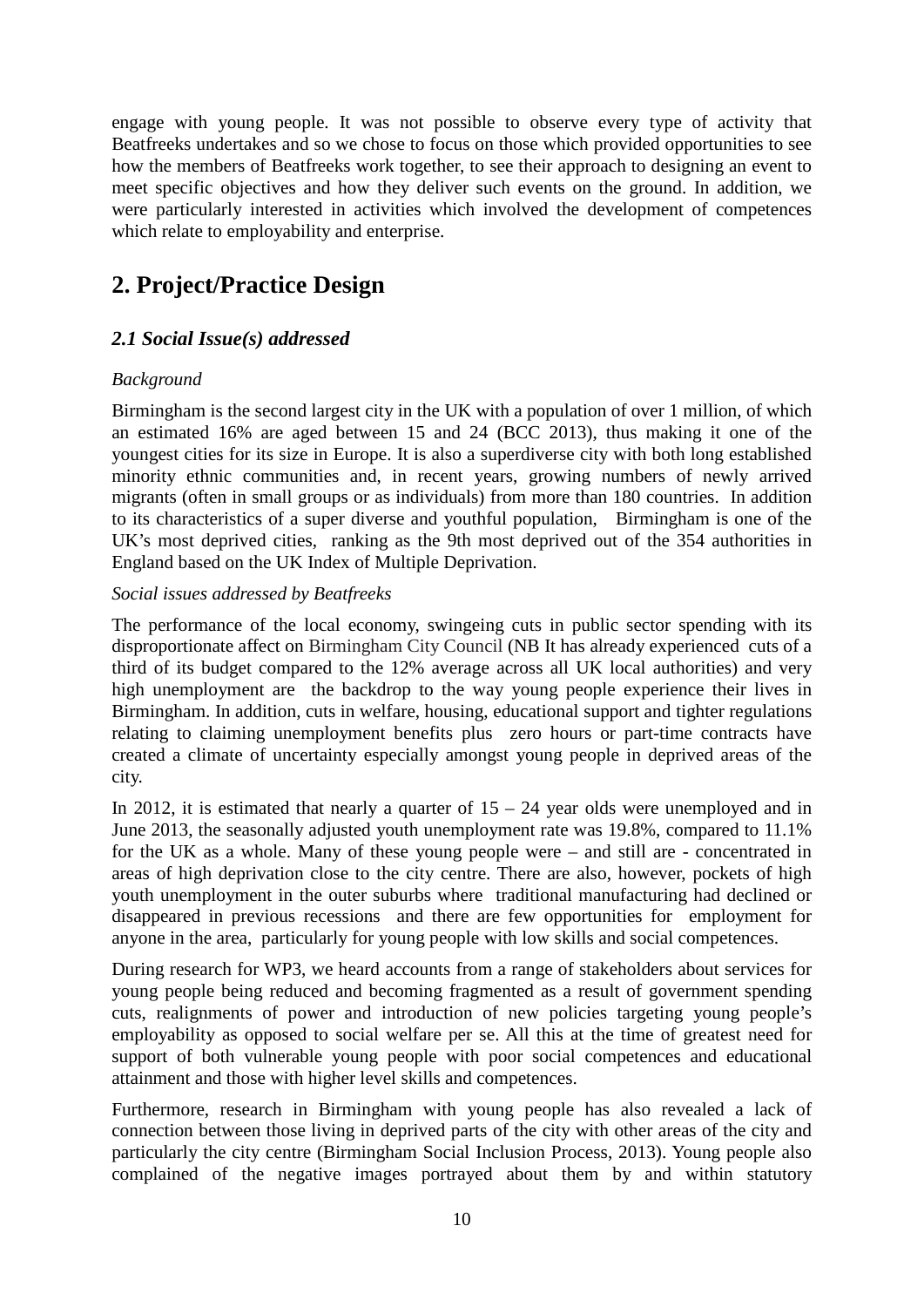engage with young people. It was not possible to observe every type of activity that Beatfreeks undertakes and so we chose to focus on those which provided opportunities to see how the members of Beatfreeks work together, to see their approach to designing an event to meet specific objectives and how they deliver such events on the ground. In addition, we were particularly interested in activities which involved the development of competences which relate to employability and enterprise.

## 2. Project/Practice Design

### *2.1 Social Issue(s) addressed*

*Background*

Birmingham is the second largest city in the UK with a population of over 1 million, of which an estimated 16% are aged between 15 and 24 (BCC 2013), thus making it one of the youngest cities for its size in Europe. It is also a superdiverse city with both long established minority ethnic communities and, in recent years, growing numbers of newly arrived migrants (often in small groups or as individuals) from more than 180 countries. In addition to its characteristics of a super diverse and youthful population, Birmingham is one of the UK's most deprived cities, ranking as the 9th most deprived out of the 354 authorities in England based on the UK Index of Multiple Deprivation.

*Social issues addressed by Beatfreeks*

The performance of the local economy, swingeing cuts in public sector spending with its disproportionate affect on Birmingham City Council (NB It has already experienced cuts of a third of its budget compared to the 12% average across all UK local authorities) and very high unemployment are the backdrop to the way young people experience their lives in Birmingham. In addition, cuts in welfare, housing, educational support and tighter regulations relating to claiming unemployment benefits plus zero hours or part-time contracts have created a climate of uncertainty especially amongst young people in deprived areas of the city.

In 2012, it is estimated that nearly a quarter of 15 – 24 year olds were unemployed and in June 2013, the seasonally adjusted youth unemployment rate was 19.8%, compared to 11.1% for the UK as a whole. Many of these young people were – and still are - concentrated in areas of high deprivation close to the city centre. There are also, however, pockets of high youth unemployment in the outer suburbs where traditional manufacturing had declined or disappeared in previous recessions and there are few opportunities for employment for anyone in the area, particularly for young people with low skills and social competences.

During research for WP3, we heard accounts from a range of stakeholders about services for young people being reduced and becoming fragmented as a result of government spending cuts, realignments of power and introduction of new policies targeting young people's employability as opposed to social welfare per se. All this at the time of greatest need for support of both vulnerable young people with poor social competences and educational attainment and those with higher level skills and competences.

Furthermore, research in Birmingham with young people has also revealed a lack of connection between those living in deprived parts of the city with other areas of the city and particularly the city centre (Birmingham Social Inclusion Process, 2013). Young people also complained of the negative images portrayed about them by and within statutory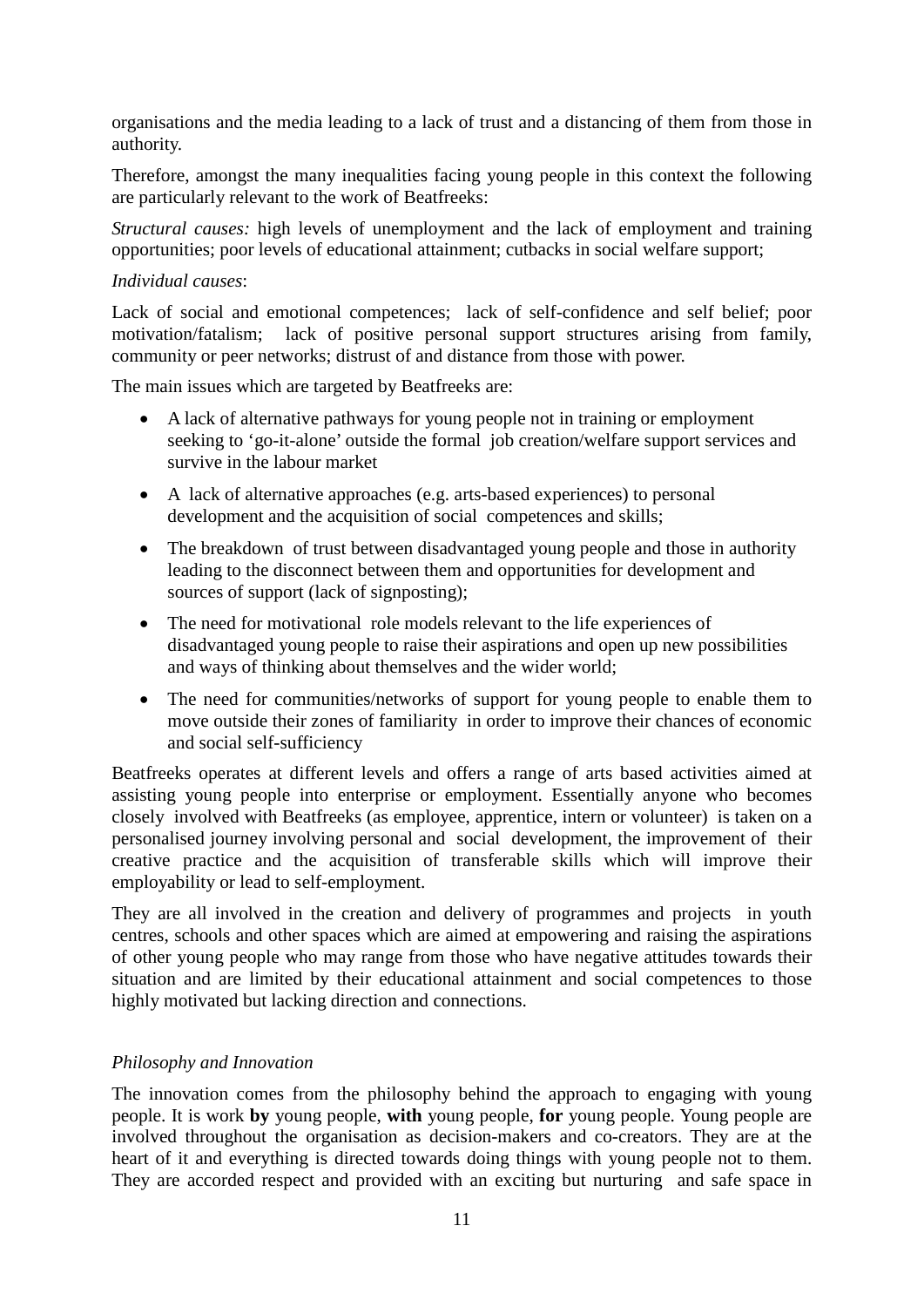organisations and the media leading to a lack of trust and a distancing of them from those in authority.

Therefore, amongst the many inequalities facing young people in this context the following are particularly relevant to the work of Beatfreeks:

*Structural causes:* high levels of unemployment and the lack of employment and training opportunities; poor levels of educational attainment; cutbacks in social welfare support;

*Individual causes*:

Lack of social and emotional competences; lack of self-confidence and self belief; poor motivation/fatalism; lack of positive personal support structures arising from family, community or peer networks; distrust of and distance from those with power.

The main issues which are targeted by Beatfreeks are:

- A lack of alternative pathways for young people not in training or employment seeking to 'go-it-alone' outside the formal job creation/welfare support services and survive in the labour market
- A lack of alternative approaches (e.g. arts-based experiences) to personal development and the acquisition of social competences and skills;
- The breakdown of trust between disadvantaged young people and those in authority leading to the disconnect between them and opportunities for development and sources of support (lack of signposting);
- The need for motivational role models relevant to the life experiences of disadvantaged young people to raise their aspirations and open up new possibilities and ways of thinking about themselves and the wider world;
- The need for communities/networks of support for young people to enable them to move outside their zones of familiarity in order to improve their chances of economic and social self-sufficiency

Beatfreeks operates at different levels and offers a range of arts based activities aimed at assisting young people into enterprise or employment. Essentially anyone who becomes closely involved with Beatfreeks (as employee, apprentice, intern or volunteer) is taken on a personalised journey involving personal and social development, the improvement of their creative practice and the acquisition of transferable skills which will improve their employability or lead to self-employment.

They are all involved in the creation and delivery of programmes and projects in youth centres, schools and other spaces which are aimed at empowering and raising the aspirations of other young people who may range from those who have negative attitudes towards their situation and are limited by their educational attainment and social competences to those highly motivated but lacking direction and connections.

*Philosophy and Innovation*

The innovation comes from the philosophy behind the approach to engaging with young people. It is work **by** young people, **with** young people, **for** young people. Young people are involved throughout the organisation as decision-makers and co-creators. They are at the heart of it and everything is directed towards doing things with young people not to them. They are accorded respect and provided with an exciting but nurturing and safe space in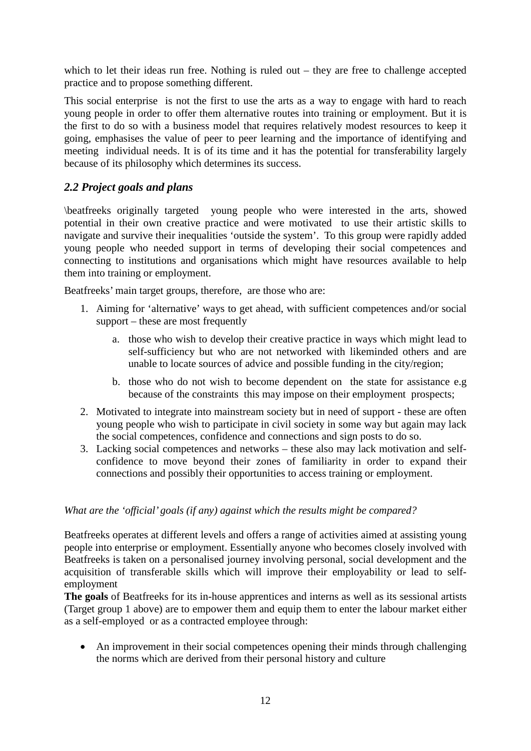which to let their ideas run free. Nothing is ruled out – they are free to challenge accepted practice and to propose something different.

This social enterprise is not the first to use the arts as a way to engage with hard to reach young people in order to offer them alternative routes into training or employment. But it is the first to do so with a business model that requires relatively modest resources to keep it going, emphasises the value of peer to peer learning and the importance of identifying and meeting individual needs. It is of its time and it has the potential for transferability largely because of its philosophy which determines its success.

### *2.2 Project goals and plans*

\beatfreeks originally targeted young people who were interested in the arts, showed potential in their own creative practice and were motivated to use their artistic skills to navigate and survive their inequalities 'outside the system'. To this group were rapidly added young people who needed support in terms of developing their social competences and connecting to institutions and organisations which might have resources available to help them into training or employment.

Beatfreeks' main target groups, therefore, are those who are:

1. Aiming for 'alternative' ways to get ahead, with sufficient competences and/or social support – these are most frequently
   a. those who wish to develop their creative practice in ways which might lead to self-sufficiency but who are not networked with likeminded others and are unable to locate sources of advice and possible funding in the city/region;
   b. those who do not wish to become dependent on the state for assistance e.g because of the constraints this may impose on their employment prospects;
2. Motivated to integrate into mainstream society but in need of support - these are often young people who wish to participate in civil society in some way but again may lack the social competences, confidence and connections and sign posts to do so.
3. Lacking social competences and networks – these also may lack motivation and self-confidence to move beyond their zones of familiarity in order to expand their connections and possibly their opportunities to access training or employment.

*What are the 'official' goals (if any) against which the results might be compared?*

Beatfreeks operates at different levels and offers a range of activities aimed at assisting young people into enterprise or employment. Essentially anyone who becomes closely involved with Beatfreeks is taken on a personalised journey involving personal, social development and the acquisition of transferable skills which will improve their employability or lead to self-employment

**The goals** of Beatfreeks for its in-house apprentices and interns as well as its sessional artists (Target group 1 above) are to empower them and equip them to enter the labour market either as a self-employed or as a contracted employee through:

- An improvement in their social competences opening their minds through challenging the norms which are derived from their personal history and culture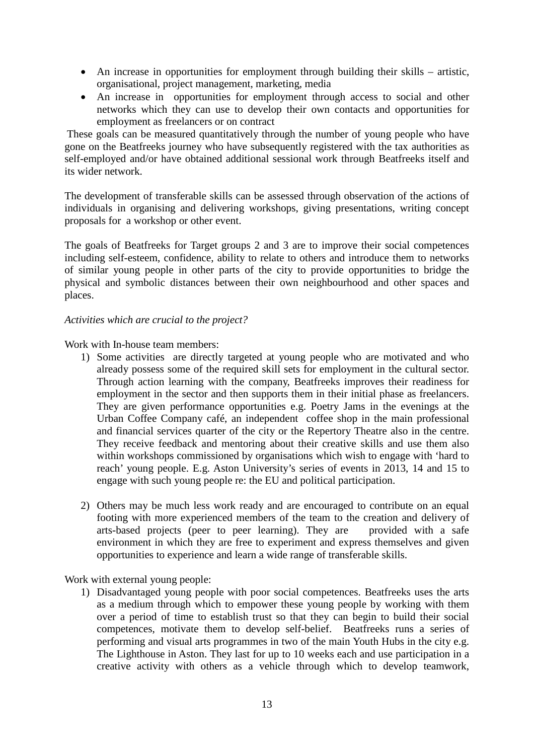- An increase in opportunities for employment through building their skills – artistic, organisational, project management, marketing, media
- An increase in opportunities for employment through access to social and other networks which they can use to develop their own contacts and opportunities for employment as freelancers or on contract

These goals can be measured quantitatively through the number of young people who have gone on the Beatfreeks journey who have subsequently registered with the tax authorities as self-employed and/or have obtained additional sessional work through Beatfreeks itself and its wider network.

The development of transferable skills can be assessed through observation of the actions of individuals in organising and delivering workshops, giving presentations, writing concept proposals for a workshop or other event.

The goals of Beatfreeks for Target groups 2 and 3 are to improve their social competences including self-esteem, confidence, ability to relate to others and introduce them to networks of similar young people in other parts of the city to provide opportunities to bridge the physical and symbolic distances between their own neighbourhood and other spaces and places.

*Activities which are crucial to the project?*

Work with In-house team members:

1) Some activities are directly targeted at young people who are motivated and who already possess some of the required skill sets for employment in the cultural sector. Through action learning with the company, Beatfreeks improves their readiness for employment in the sector and then supports them in their initial phase as freelancers. They are given performance opportunities e.g. Poetry Jams in the evenings at the Urban Coffee Company café, an independent coffee shop in the main professional and financial services quarter of the city or the Repertory Theatre also in the centre. They receive feedback and mentoring about their creative skills and use them also within workshops commissioned by organisations which wish to engage with 'hard to reach' young people. E.g. Aston University's series of events in 2013, 14 and 15 to engage with such young people re: the EU and political participation.

2) Others may be much less work ready and are encouraged to contribute on an equal footing with more experienced members of the team to the creation and delivery of arts-based projects (peer to peer learning). They are provided with a safe environment in which they are free to experiment and express themselves and given opportunities to experience and learn a wide range of transferable skills.

Work with external young people:

1) Disadvantaged young people with poor social competences. Beatfreeks uses the arts as a medium through which to empower these young people by working with them over a period of time to establish trust so that they can begin to build their social competences, motivate them to develop self-belief. Beatfreeks runs a series of performing and visual arts programmes in two of the main Youth Hubs in the city e.g. The Lighthouse in Aston. They last for up to 10 weeks each and use participation in a creative activity with others as a vehicle through which to develop teamwork,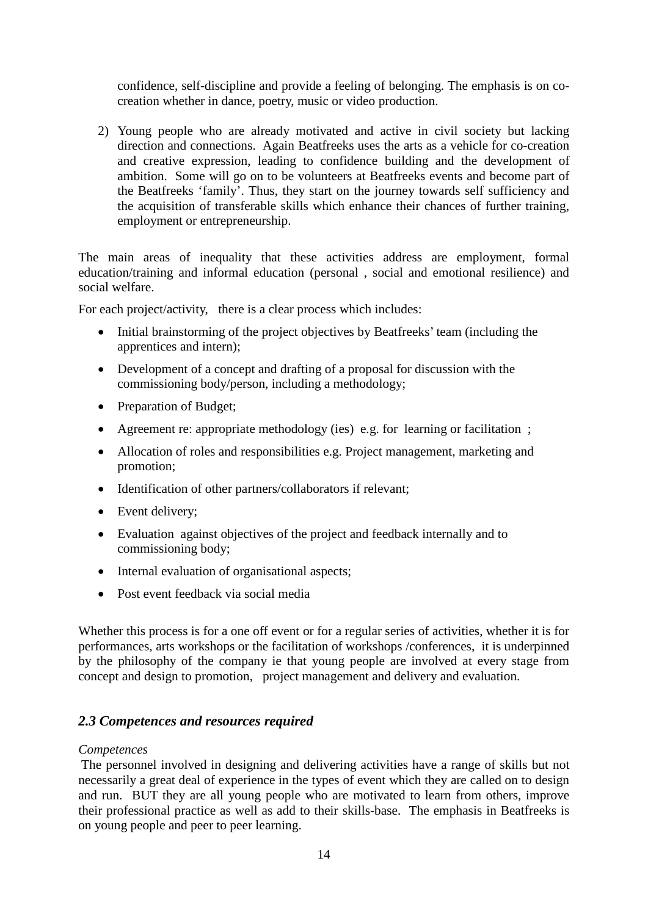confidence, self-discipline and provide a feeling of belonging. The emphasis is on co-creation whether in dance, poetry, music or video production.

2) Young people who are already motivated and active in civil society but lacking direction and connections. Again Beatfreeks uses the arts as a vehicle for co-creation and creative expression, leading to confidence building and the development of ambition. Some will go on to be volunteers at Beatfreeks events and become part of the Beatfreeks 'family'. Thus, they start on the journey towards self sufficiency and the acquisition of transferable skills which enhance their chances of further training, employment or entrepreneurship.

The main areas of inequality that these activities address are employment, formal education/training and informal education (personal , social and emotional resilience) and social welfare.

For each project/activity, there is a clear process which includes:

- Initial brainstorming of the project objectives by Beatfreeks' team (including the apprentices and intern);
- Development of a concept and drafting of a proposal for discussion with the commissioning body/person, including a methodology;
- Preparation of Budget;
- Agreement re: appropriate methodology (ies) e.g. for learning or facilitation ;
- Allocation of roles and responsibilities e.g. Project management, marketing and promotion;
- Identification of other partners/collaborators if relevant;
- Event delivery;
- Evaluation against objectives of the project and feedback internally and to commissioning body;
- Internal evaluation of organisational aspects;
- Post event feedback via social media

Whether this process is for a one off event or for a regular series of activities, whether it is for performances, arts workshops or the facilitation of workshops /conferences, it is underpinned by the philosophy of the company ie that young people are involved at every stage from concept and design to promotion, project management and delivery and evaluation.

### *2.3 Competences and resources required*

*Competences*

The personnel involved in designing and delivering activities have a range of skills but not necessarily a great deal of experience in the types of event which they are called on to design and run. BUT they are all young people who are motivated to learn from others, improve their professional practice as well as add to their skills-base. The emphasis in Beatfreeks is on young people and peer to peer learning.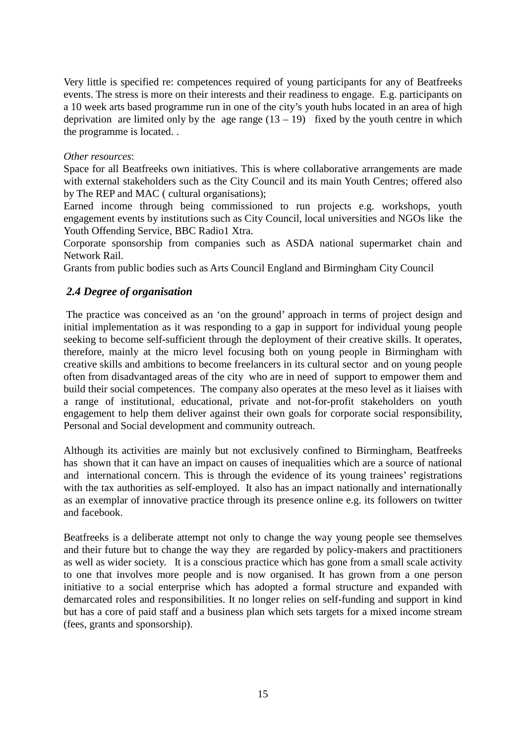Very little is specified re: competences required of young participants for any of Beatfreeks events. The stress is more on their interests and their readiness to engage. E.g. participants on a 10 week arts based programme run in one of the city's youth hubs located in an area of high deprivation are limited only by the age range (13 – 19) fixed by the youth centre in which the programme is located. .

*Other resources*:

Space for all Beatfreeks own initiatives. This is where collaborative arrangements are made with external stakeholders such as the City Council and its main Youth Centres; offered also by The REP and MAC ( cultural organisations);

Earned income through being commissioned to run projects e.g. workshops, youth engagement events by institutions such as City Council, local universities and NGOs like the Youth Offending Service, BBC Radio1 Xtra.

Corporate sponsorship from companies such as ASDA national supermarket chain and Network Rail.

Grants from public bodies such as Arts Council England and Birmingham City Council

### *2.4 Degree of organisation*

The practice was conceived as an 'on the ground' approach in terms of project design and initial implementation as it was responding to a gap in support for individual young people seeking to become self-sufficient through the deployment of their creative skills. It operates, therefore, mainly at the micro level focusing both on young people in Birmingham with creative skills and ambitions to become freelancers in its cultural sector and on young people often from disadvantaged areas of the city who are in need of support to empower them and build their social competences. The company also operates at the meso level as it liaises with a range of institutional, educational, private and not-for-profit stakeholders on youth engagement to help them deliver against their own goals for corporate social responsibility, Personal and Social development and community outreach.

Although its activities are mainly but not exclusively confined to Birmingham, Beatfreeks has shown that it can have an impact on causes of inequalities which are a source of national and international concern. This is through the evidence of its young trainees' registrations with the tax authorities as self-employed. It also has an impact nationally and internationally as an exemplar of innovative practice through its presence online e.g. its followers on twitter and facebook.

Beatfreeks is a deliberate attempt not only to change the way young people see themselves and their future but to change the way they are regarded by policy-makers and practitioners as well as wider society. It is a conscious practice which has gone from a small scale activity to one that involves more people and is now organised. It has grown from a one person initiative to a social enterprise which has adopted a formal structure and expanded with demarcated roles and responsibilities. It no longer relies on self-funding and support in kind but has a core of paid staff and a business plan which sets targets for a mixed income stream (fees, grants and sponsorship).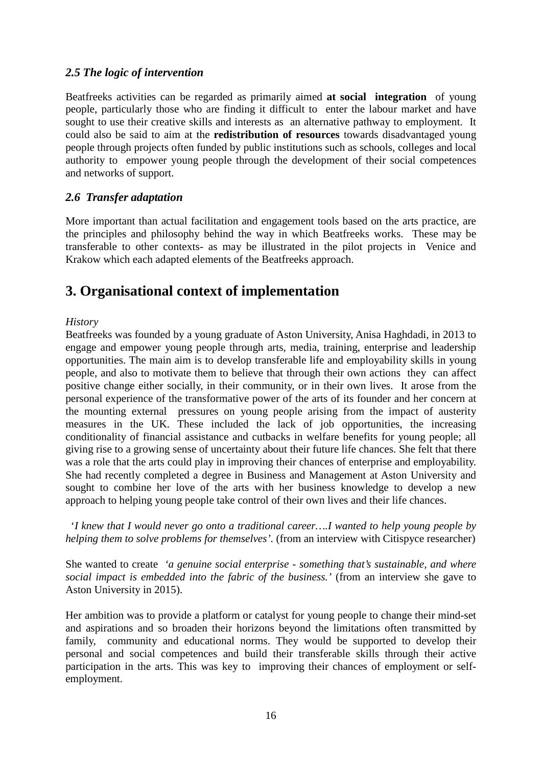### *2.5 The logic of intervention*

Beatfreeks activities can be regarded as primarily aimed **at social integration** of young people, particularly those who are finding it difficult to enter the labour market and have sought to use their creative skills and interests as an alternative pathway to employment. It could also be said to aim at the **redistribution of resources** towards disadvantaged young people through projects often funded by public institutions such as schools, colleges and local authority to empower young people through the development of their social competences and networks of support.

### *2.6 Transfer adaptation*

More important than actual facilitation and engagement tools based on the arts practice, are the principles and philosophy behind the way in which Beatfreeks works. These may be transferable to other contexts- as may be illustrated in the pilot projects in Venice and Krakow which each adapted elements of the Beatfreeks approach.

## 3. Organisational context of implementation

*History*

Beatfreeks was founded by a young graduate of Aston University, Anisa Haghdadi, in 2013 to engage and empower young people through arts, media, training, enterprise and leadership opportunities. The main aim is to develop transferable life and employability skills in young people, and also to motivate them to believe that through their own actions they can affect positive change either socially, in their community, or in their own lives. It arose from the personal experience of the transformative power of the arts of its founder and her concern at the mounting external pressures on young people arising from the impact of austerity measures in the UK. These included the lack of job opportunities, the increasing conditionality of financial assistance and cutbacks in welfare benefits for young people; all giving rise to a growing sense of uncertainty about their future life chances. She felt that there was a role that the arts could play in improving their chances of enterprise and employability. She had recently completed a degree in Business and Management at Aston University and sought to combine her love of the arts with her business knowledge to develop a new approach to helping young people take control of their own lives and their life chances.

'*I knew that I would never go onto a traditional career….I wanted to help young people by helping them to solve problems for themselves'.* (from an interview with Citispyce researcher)

She wanted to create *'a genuine social enterprise - something that's sustainable, and where social impact is embedded into the fabric of the business.'* (from an interview she gave to Aston University in 2015).

Her ambition was to provide a platform or catalyst for young people to change their mind-set and aspirations and so broaden their horizons beyond the limitations often transmitted by family, community and educational norms. They would be supported to develop their personal and social competences and build their transferable skills through their active participation in the arts. This was key to improving their chances of employment or self-employment.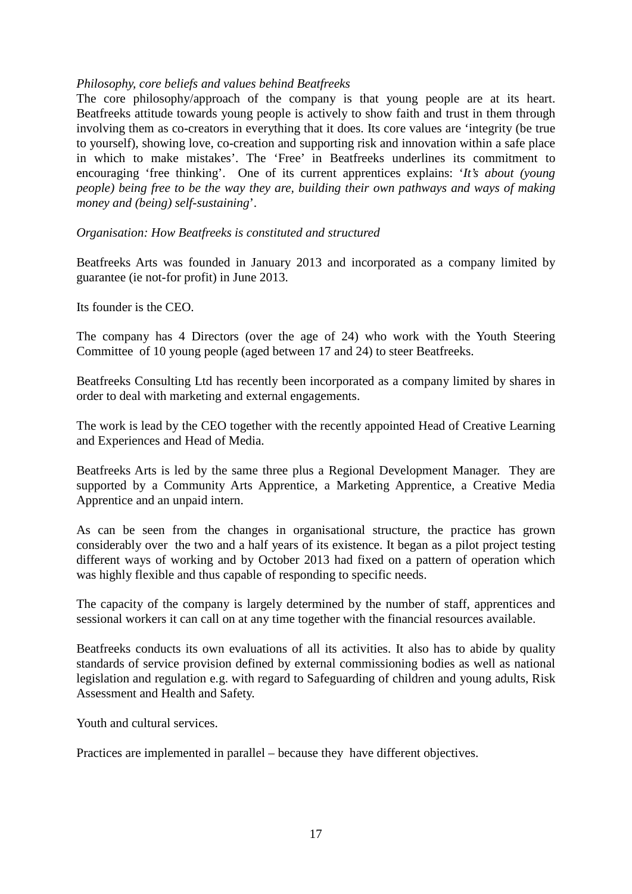*Philosophy, core beliefs and values behind Beatfreeks*

The core philosophy/approach of the company is that young people are at its heart. Beatfreeks attitude towards young people is actively to show faith and trust in them through involving them as co-creators in everything that it does. Its core values are 'integrity (be true to yourself), showing love, co-creation and supporting risk and innovation within a safe place in which to make mistakes'. The 'Free' in Beatfreeks underlines its commitment to encouraging 'free thinking'. One of its current apprentices explains: '*It's about (young people) being free to be the way they are, building their own pathways and ways of making money and (being) self-sustaining*'.

*Organisation: How Beatfreeks is constituted and structured*

Beatfreeks Arts was founded in January 2013 and incorporated as a company limited by guarantee (ie not-for profit) in June 2013.

Its founder is the CEO.

The company has 4 Directors (over the age of 24) who work with the Youth Steering Committee of 10 young people (aged between 17 and 24) to steer Beatfreeks.

Beatfreeks Consulting Ltd has recently been incorporated as a company limited by shares in order to deal with marketing and external engagements.

The work is lead by the CEO together with the recently appointed Head of Creative Learning and Experiences and Head of Media.

Beatfreeks Arts is led by the same three plus a Regional Development Manager. They are supported by a Community Arts Apprentice, a Marketing Apprentice, a Creative Media Apprentice and an unpaid intern.

As can be seen from the changes in organisational structure, the practice has grown considerably over the two and a half years of its existence. It began as a pilot project testing different ways of working and by October 2013 had fixed on a pattern of operation which was highly flexible and thus capable of responding to specific needs.

The capacity of the company is largely determined by the number of staff, apprentices and sessional workers it can call on at any time together with the financial resources available.

Beatfreeks conducts its own evaluations of all its activities. It also has to abide by quality standards of service provision defined by external commissioning bodies as well as national legislation and regulation e.g. with regard to Safeguarding of children and young adults, Risk Assessment and Health and Safety.

Youth and cultural services.

Practices are implemented in parallel – because they have different objectives.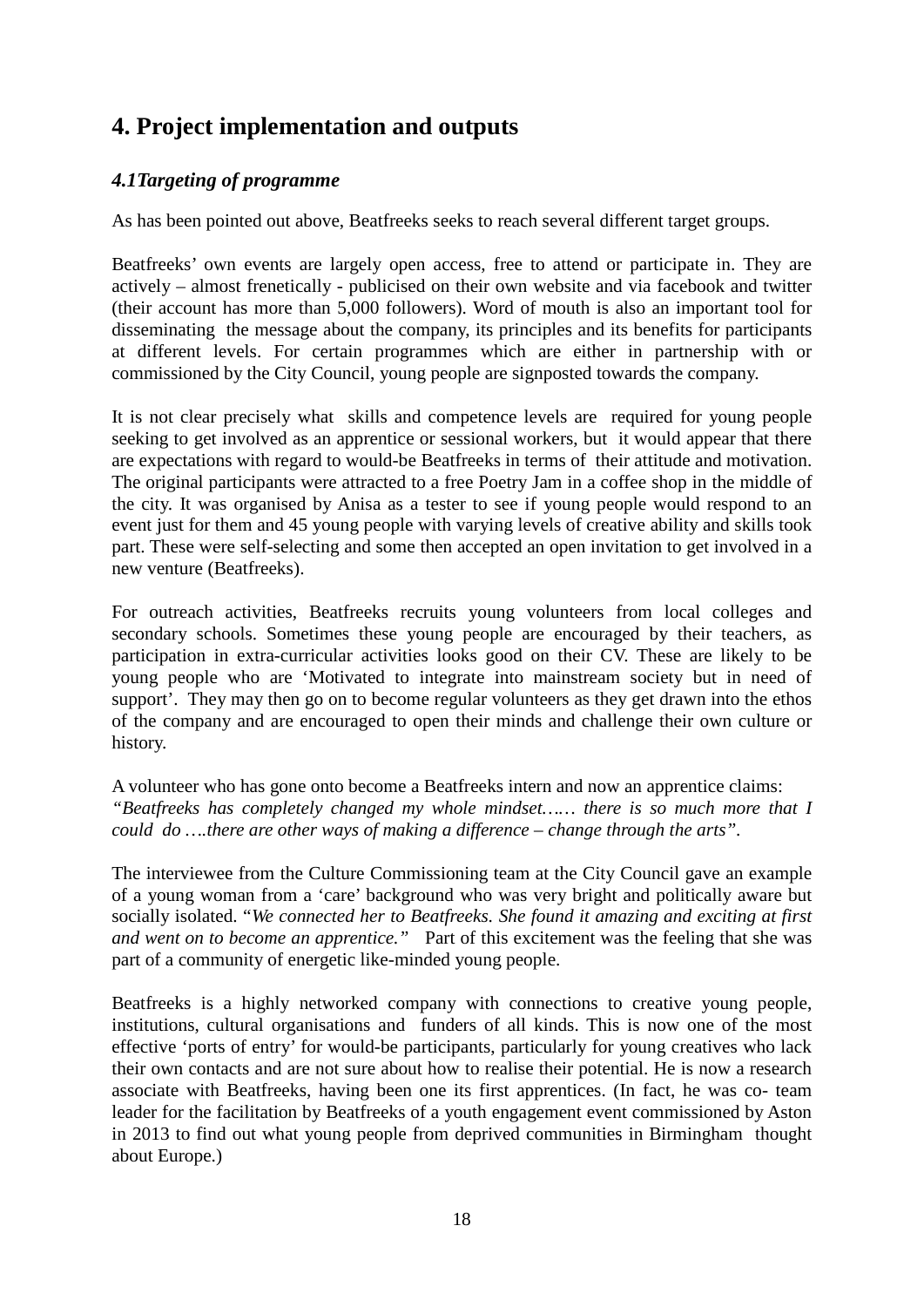## 4. Project implementation and outputs

### *4.1Targeting of programme*

As has been pointed out above, Beatfreeks seeks to reach several different target groups.

Beatfreeks' own events are largely open access, free to attend or participate in. They are actively – almost frenetically - publicised on their own website and via facebook and twitter (their account has more than 5,000 followers). Word of mouth is also an important tool for disseminating the message about the company, its principles and its benefits for participants at different levels. For certain programmes which are either in partnership with or commissioned by the City Council, young people are signposted towards the company.

It is not clear precisely what skills and competence levels are required for young people seeking to get involved as an apprentice or sessional workers, but it would appear that there are expectations with regard to would-be Beatfreeks in terms of their attitude and motivation. The original participants were attracted to a free Poetry Jam in a coffee shop in the middle of the city. It was organised by Anisa as a tester to see if young people would respond to an event just for them and 45 young people with varying levels of creative ability and skills took part. These were self-selecting and some then accepted an open invitation to get involved in a new venture (Beatfreeks).

For outreach activities, Beatfreeks recruits young volunteers from local colleges and secondary schools. Sometimes these young people are encouraged by their teachers, as participation in extra-curricular activities looks good on their CV. These are likely to be young people who are 'Motivated to integrate into mainstream society but in need of support'. They may then go on to become regular volunteers as they get drawn into the ethos of the company and are encouraged to open their minds and challenge their own culture or history.

A volunteer who has gone onto become a Beatfreeks intern and now an apprentice claims:
*"Beatfreeks has completely changed my whole mindset…… there is so much more that I could do ….there are other ways of making a difference – change through the arts"*.

The interviewee from the Culture Commissioning team at the City Council gave an example of a young woman from a 'care' background who was very bright and politically aware but socially isolated. "*We connected her to Beatfreeks. She found it amazing and exciting at first and went on to become an apprentice."* Part of this excitement was the feeling that she was part of a community of energetic like-minded young people.

Beatfreeks is a highly networked company with connections to creative young people, institutions, cultural organisations and funders of all kinds. This is now one of the most effective 'ports of entry' for would-be participants, particularly for young creatives who lack their own contacts and are not sure about how to realise their potential. He is now a research associate with Beatfreeks, having been one its first apprentices. (In fact, he was co- team leader for the facilitation by Beatfreeks of a youth engagement event commissioned by Aston in 2013 to find out what young people from deprived communities in Birmingham thought about Europe.)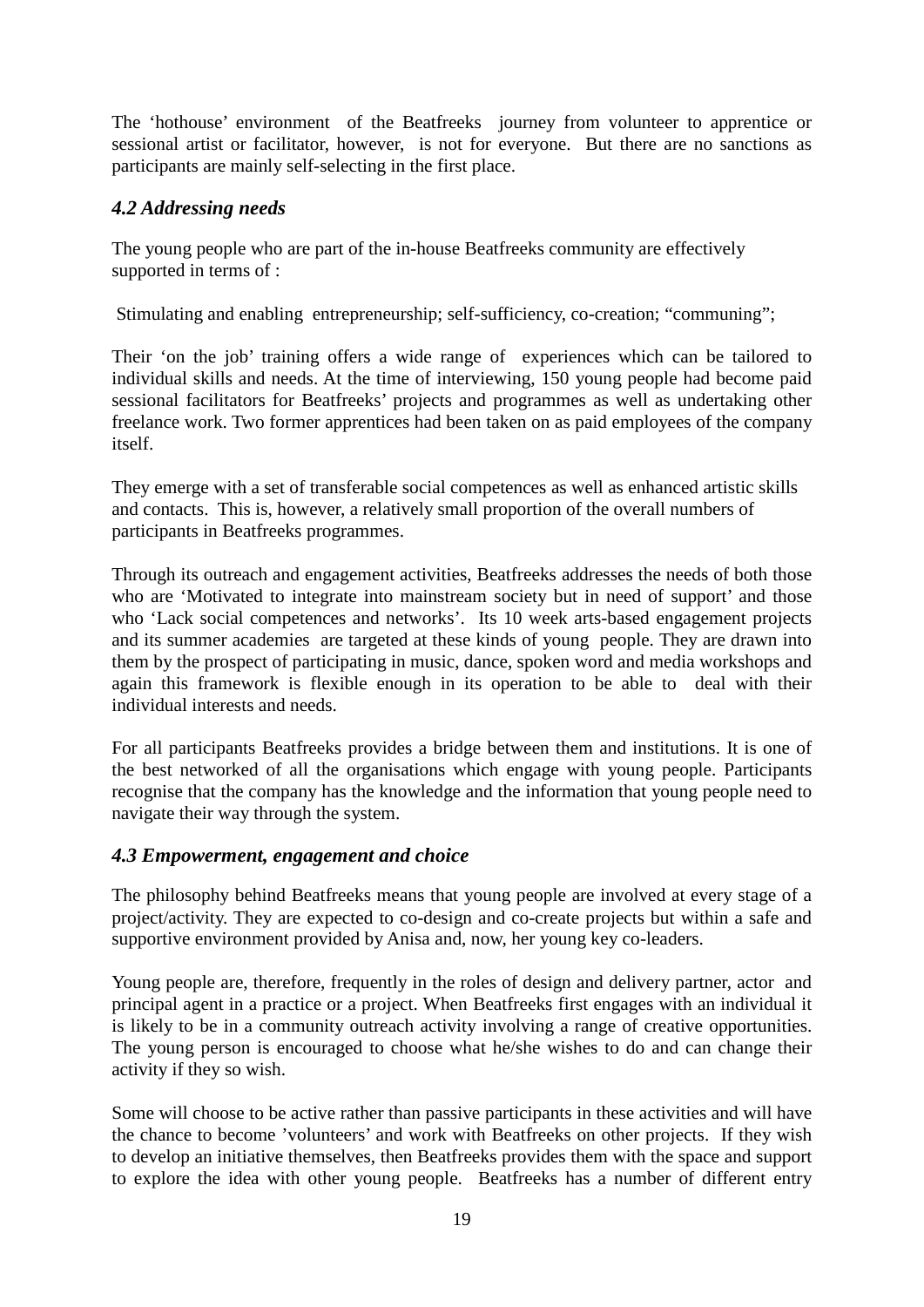The 'hothouse' environment of the Beatfreeks journey from volunteer to apprentice or sessional artist or facilitator, however, is not for everyone. But there are no sanctions as participants are mainly self-selecting in the first place.

### *4.2 Addressing needs*

The young people who are part of the in-house Beatfreeks community are effectively supported in terms of :

Stimulating and enabling entrepreneurship; self-sufficiency, co-creation; "communing";

Their 'on the job' training offers a wide range of experiences which can be tailored to individual skills and needs. At the time of interviewing, 150 young people had become paid sessional facilitators for Beatfreeks' projects and programmes as well as undertaking other freelance work. Two former apprentices had been taken on as paid employees of the company itself.

They emerge with a set of transferable social competences as well as enhanced artistic skills and contacts. This is, however, a relatively small proportion of the overall numbers of participants in Beatfreeks programmes.

Through its outreach and engagement activities, Beatfreeks addresses the needs of both those who are 'Motivated to integrate into mainstream society but in need of support' and those who 'Lack social competences and networks'. Its 10 week arts-based engagement projects and its summer academies are targeted at these kinds of young people. They are drawn into them by the prospect of participating in music, dance, spoken word and media workshops and again this framework is flexible enough in its operation to be able to deal with their individual interests and needs.

For all participants Beatfreeks provides a bridge between them and institutions. It is one of the best networked of all the organisations which engage with young people. Participants recognise that the company has the knowledge and the information that young people need to navigate their way through the system.

### *4.3 Empowerment, engagement and choice*

The philosophy behind Beatfreeks means that young people are involved at every stage of a project/activity. They are expected to co-design and co-create projects but within a safe and supportive environment provided by Anisa and, now, her young key co-leaders.

Young people are, therefore, frequently in the roles of design and delivery partner, actor and principal agent in a practice or a project. When Beatfreeks first engages with an individual it is likely to be in a community outreach activity involving a range of creative opportunities. The young person is encouraged to choose what he/she wishes to do and can change their activity if they so wish.

Some will choose to be active rather than passive participants in these activities and will have the chance to become 'volunteers' and work with Beatfreeks on other projects. If they wish to develop an initiative themselves, then Beatfreeks provides them with the space and support to explore the idea with other young people. Beatfreeks has a number of different entry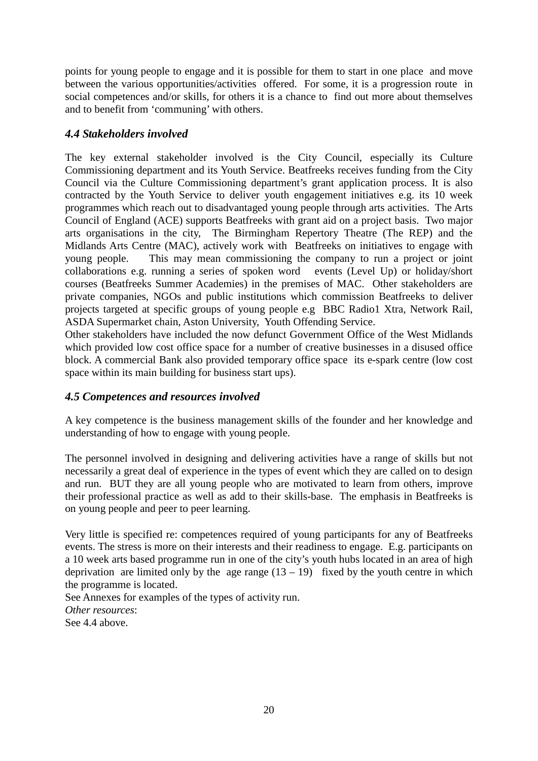points for young people to engage and it is possible for them to start in one place and move between the various opportunities/activities offered. For some, it is a progression route in social competences and/or skills, for others it is a chance to find out more about themselves and to benefit from 'communing' with others.

### *4.4 Stakeholders involved*

The key external stakeholder involved is the City Council, especially its Culture Commissioning department and its Youth Service. Beatfreeks receives funding from the City Council via the Culture Commissioning department's grant application process. It is also contracted by the Youth Service to deliver youth engagement initiatives e.g. its 10 week programmes which reach out to disadvantaged young people through arts activities. The Arts Council of England (ACE) supports Beatfreeks with grant aid on a project basis. Two major arts organisations in the city, The Birmingham Repertory Theatre (The REP) and the Midlands Arts Centre (MAC), actively work with Beatfreeks on initiatives to engage with young people. This may mean commissioning the company to run a project or joint collaborations e.g. running a series of spoken word events (Level Up) or holiday/short courses (Beatfreeks Summer Academies) in the premises of MAC. Other stakeholders are private companies, NGOs and public institutions which commission Beatfreeks to deliver projects targeted at specific groups of young people e.g BBC Radio1 Xtra, Network Rail, ASDA Supermarket chain, Aston University, Youth Offending Service.
Other stakeholders have included the now defunct Government Office of the West Midlands which provided low cost office space for a number of creative businesses in a disused office block. A commercial Bank also provided temporary office space its e-spark centre (low cost space within its main building for business start ups).

### *4.5 Competences and resources involved*

A key competence is the business management skills of the founder and her knowledge and understanding of how to engage with young people.

The personnel involved in designing and delivering activities have a range of skills but not necessarily a great deal of experience in the types of event which they are called on to design and run. BUT they are all young people who are motivated to learn from others, improve their professional practice as well as add to their skills-base. The emphasis in Beatfreeks is on young people and peer to peer learning.

Very little is specified re: competences required of young participants for any of Beatfreeks events. The stress is more on their interests and their readiness to engage. E.g. participants on a 10 week arts based programme run in one of the city's youth hubs located in an area of high deprivation are limited only by the age range (13 – 19) fixed by the youth centre in which the programme is located.
See Annexes for examples of the types of activity run.
*Other resources*:
See 4.4 above.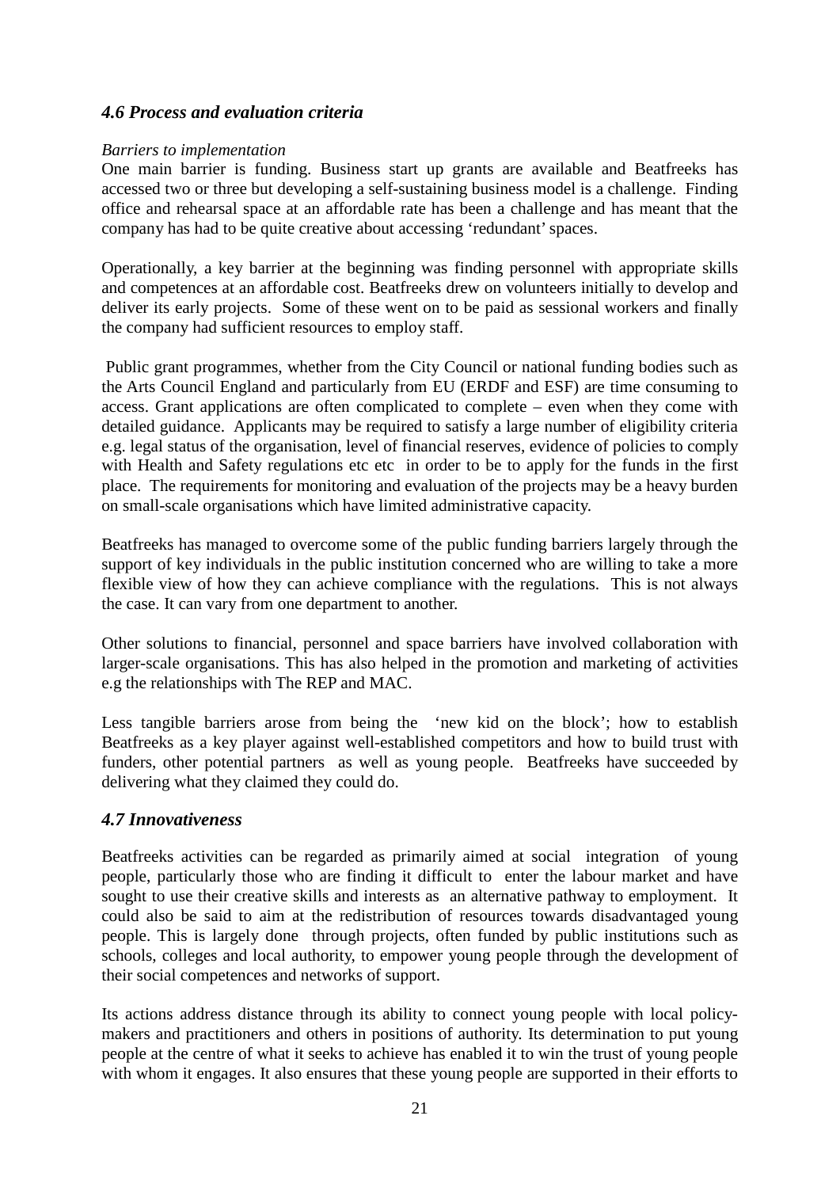### *4.6 Process and evaluation criteria*

*Barriers to implementation*

One main barrier is funding. Business start up grants are available and Beatfreeks has accessed two or three but developing a self-sustaining business model is a challenge. Finding office and rehearsal space at an affordable rate has been a challenge and has meant that the company has had to be quite creative about accessing 'redundant' spaces.

Operationally, a key barrier at the beginning was finding personnel with appropriate skills and competences at an affordable cost. Beatfreeks drew on volunteers initially to develop and deliver its early projects. Some of these went on to be paid as sessional workers and finally the company had sufficient resources to employ staff.

Public grant programmes, whether from the City Council or national funding bodies such as the Arts Council England and particularly from EU (ERDF and ESF) are time consuming to access. Grant applications are often complicated to complete – even when they come with detailed guidance. Applicants may be required to satisfy a large number of eligibility criteria e.g. legal status of the organisation, level of financial reserves, evidence of policies to comply with Health and Safety regulations etc etc in order to be to apply for the funds in the first place. The requirements for monitoring and evaluation of the projects may be a heavy burden on small-scale organisations which have limited administrative capacity.

Beatfreeks has managed to overcome some of the public funding barriers largely through the support of key individuals in the public institution concerned who are willing to take a more flexible view of how they can achieve compliance with the regulations. This is not always the case. It can vary from one department to another.

Other solutions to financial, personnel and space barriers have involved collaboration with larger-scale organisations. This has also helped in the promotion and marketing of activities e.g the relationships with The REP and MAC.

Less tangible barriers arose from being the 'new kid on the block'; how to establish Beatfreeks as a key player against well-established competitors and how to build trust with funders, other potential partners as well as young people. Beatfreeks have succeeded by delivering what they claimed they could do.

### *4.7 Innovativeness*

Beatfreeks activities can be regarded as primarily aimed at social integration of young people, particularly those who are finding it difficult to enter the labour market and have sought to use their creative skills and interests as an alternative pathway to employment. It could also be said to aim at the redistribution of resources towards disadvantaged young people. This is largely done through projects, often funded by public institutions such as schools, colleges and local authority, to empower young people through the development of their social competences and networks of support.

Its actions address distance through its ability to connect young people with local policy-makers and practitioners and others in positions of authority. Its determination to put young people at the centre of what it seeks to achieve has enabled it to win the trust of young people with whom it engages. It also ensures that these young people are supported in their efforts to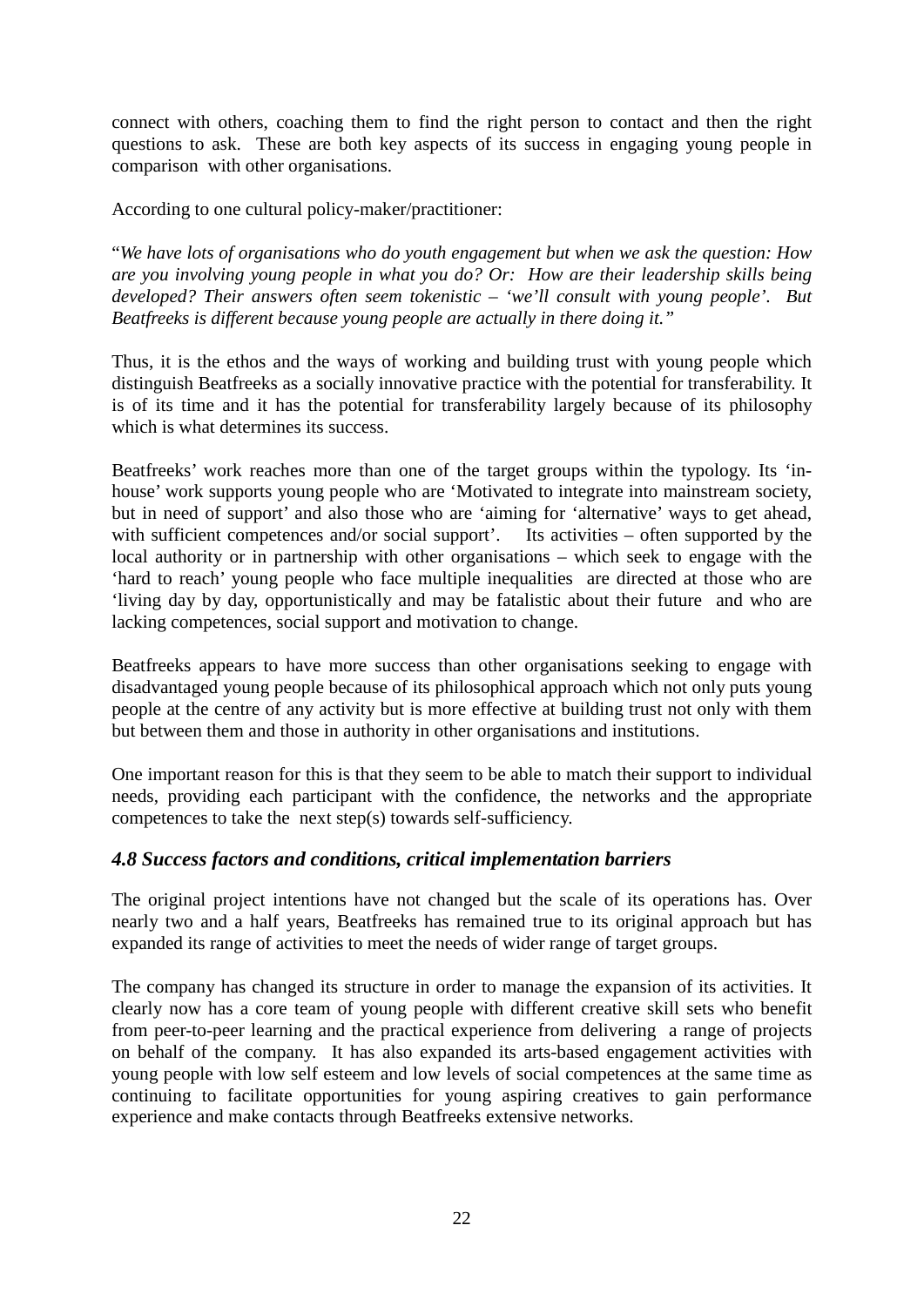connect with others, coaching them to find the right person to contact and then the right questions to ask. These are both key aspects of its success in engaging young people in comparison with other organisations.

According to one cultural policy-maker/practitioner:

"*We have lots of organisations who do youth engagement but when we ask the question: How are you involving young people in what you do? Or: How are their leadership skills being developed? Their answers often seem tokenistic – 'we'll consult with young people'. But Beatfreeks is different because young people are actually in there doing it.*"

Thus, it is the ethos and the ways of working and building trust with young people which distinguish Beatfreeks as a socially innovative practice with the potential for transferability. It is of its time and it has the potential for transferability largely because of its philosophy which is what determines its success.

Beatfreeks' work reaches more than one of the target groups within the typology. Its 'in-house' work supports young people who are 'Motivated to integrate into mainstream society, but in need of support' and also those who are 'aiming for 'alternative' ways to get ahead, with sufficient competences and/or social support'. Its activities – often supported by the local authority or in partnership with other organisations – which seek to engage with the 'hard to reach' young people who face multiple inequalities are directed at those who are 'living day by day, opportunistically and may be fatalistic about their future and who are lacking competences, social support and motivation to change.

Beatfreeks appears to have more success than other organisations seeking to engage with disadvantaged young people because of its philosophical approach which not only puts young people at the centre of any activity but is more effective at building trust not only with them but between them and those in authority in other organisations and institutions.

One important reason for this is that they seem to be able to match their support to individual needs, providing each participant with the confidence, the networks and the appropriate competences to take the next step(s) towards self-sufficiency.

### *4.8 Success factors and conditions, critical implementation barriers*

The original project intentions have not changed but the scale of its operations has. Over nearly two and a half years, Beatfreeks has remained true to its original approach but has expanded its range of activities to meet the needs of wider range of target groups.

The company has changed its structure in order to manage the expansion of its activities. It clearly now has a core team of young people with different creative skill sets who benefit from peer-to-peer learning and the practical experience from delivering a range of projects on behalf of the company. It has also expanded its arts-based engagement activities with young people with low self esteem and low levels of social competences at the same time as continuing to facilitate opportunities for young aspiring creatives to gain performance experience and make contacts through Beatfreeks extensive networks.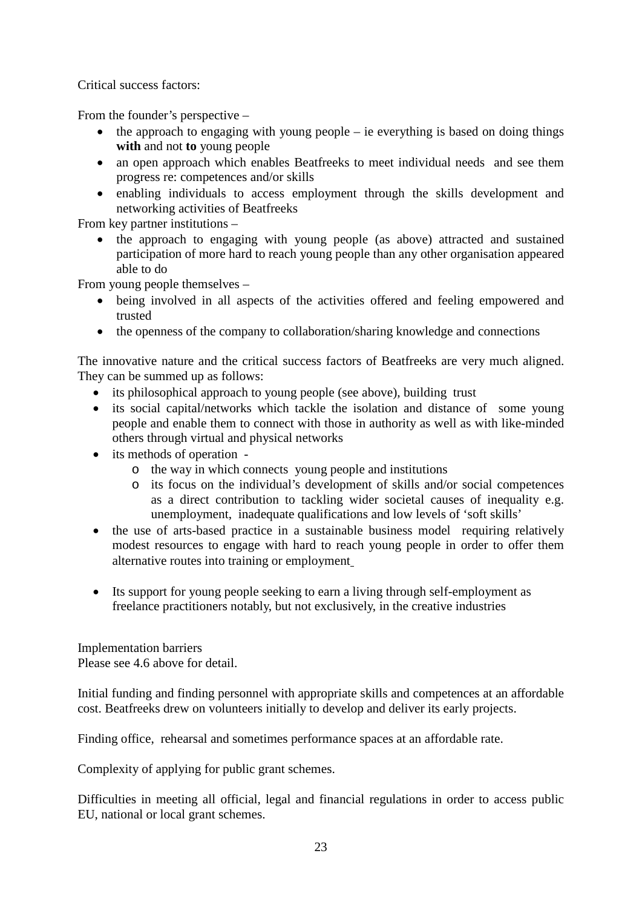Critical success factors:

From the founder's perspective –

- the approach to engaging with young people – ie everything is based on doing things **with** and not **to** young people
- an open approach which enables Beatfreeks to meet individual needs and see them progress re: competences and/or skills
- enabling individuals to access employment through the skills development and networking activities of Beatfreeks

From key partner institutions –

- the approach to engaging with young people (as above) attracted and sustained participation of more hard to reach young people than any other organisation appeared able to do

From young people themselves –

- being involved in all aspects of the activities offered and feeling empowered and trusted
- the openness of the company to collaboration/sharing knowledge and connections

The innovative nature and the critical success factors of Beatfreeks are very much aligned. They can be summed up as follows:

- its philosophical approach to young people (see above), building trust
- its social capital/networks which tackle the isolation and distance of some young people and enable them to connect with those in authority as well as with like-minded others through virtual and physical networks
- its methods of operation -
  - the way in which connects young people and institutions
  - its focus on the individual's development of skills and/or social competences as a direct contribution to tackling wider societal causes of inequality e.g. unemployment, inadequate qualifications and low levels of 'soft skills'
- the use of arts-based practice in a sustainable business model requiring relatively modest resources to engage with hard to reach young people in order to offer them alternative routes into training or employment
- Its support for young people seeking to earn a living through self-employment as freelance practitioners notably, but not exclusively, in the creative industries

Implementation barriers
Please see 4.6 above for detail.

Initial funding and finding personnel with appropriate skills and competences at an affordable cost. Beatfreeks drew on volunteers initially to develop and deliver its early projects.

Finding office, rehearsal and sometimes performance spaces at an affordable rate.

Complexity of applying for public grant schemes.

Difficulties in meeting all official, legal and financial regulations in order to access public EU, national or local grant schemes.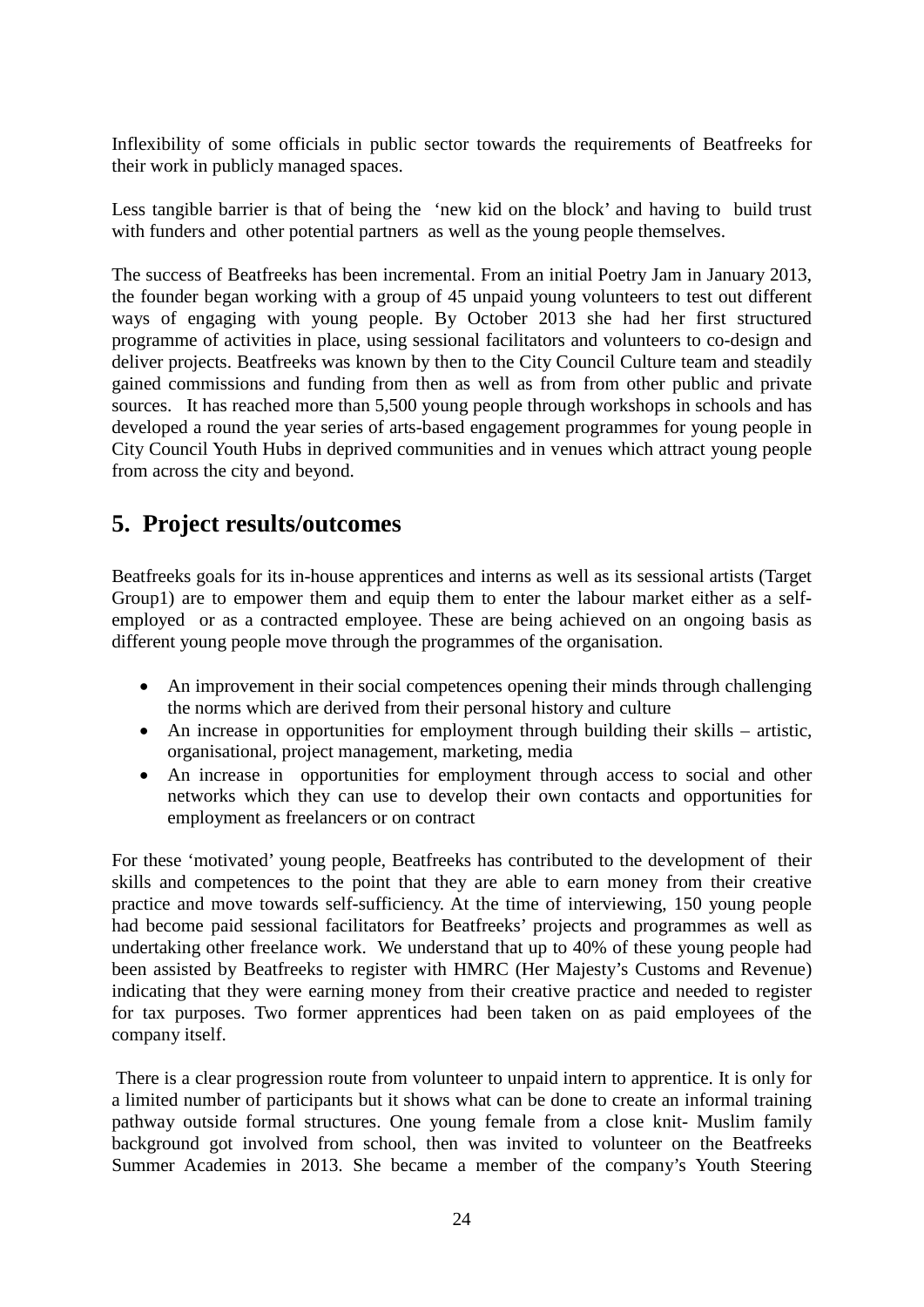Inflexibility of some officials in public sector towards the requirements of Beatfreeks for their work in publicly managed spaces.

Less tangible barrier is that of being the 'new kid on the block' and having to build trust with funders and other potential partners as well as the young people themselves.

The success of Beatfreeks has been incremental. From an initial Poetry Jam in January 2013, the founder began working with a group of 45 unpaid young volunteers to test out different ways of engaging with young people. By October 2013 she had her first structured programme of activities in place, using sessional facilitators and volunteers to co-design and deliver projects. Beatfreeks was known by then to the City Council Culture team and steadily gained commissions and funding from then as well as from from other public and private sources. It has reached more than 5,500 young people through workshops in schools and has developed a round the year series of arts-based engagement programmes for young people in City Council Youth Hubs in deprived communities and in venues which attract young people from across the city and beyond.

## 5. Project results/outcomes

Beatfreeks goals for its in-house apprentices and interns as well as its sessional artists (Target Group1) are to empower them and equip them to enter the labour market either as a self-employed or as a contracted employee. These are being achieved on an ongoing basis as different young people move through the programmes of the organisation.

- An improvement in their social competences opening their minds through challenging the norms which are derived from their personal history and culture
- An increase in opportunities for employment through building their skills – artistic, organisational, project management, marketing, media
- An increase in opportunities for employment through access to social and other networks which they can use to develop their own contacts and opportunities for employment as freelancers or on contract

For these 'motivated' young people, Beatfreeks has contributed to the development of their skills and competences to the point that they are able to earn money from their creative practice and move towards self-sufficiency. At the time of interviewing, 150 young people had become paid sessional facilitators for Beatfreeks' projects and programmes as well as undertaking other freelance work. We understand that up to 40% of these young people had been assisted by Beatfreeks to register with HMRC (Her Majesty's Customs and Revenue) indicating that they were earning money from their creative practice and needed to register for tax purposes. Two former apprentices had been taken on as paid employees of the company itself.

There is a clear progression route from volunteer to unpaid intern to apprentice. It is only for a limited number of participants but it shows what can be done to create an informal training pathway outside formal structures. One young female from a close knit- Muslim family background got involved from school, then was invited to volunteer on the Beatfreeks Summer Academies in 2013. She became a member of the company's Youth Steering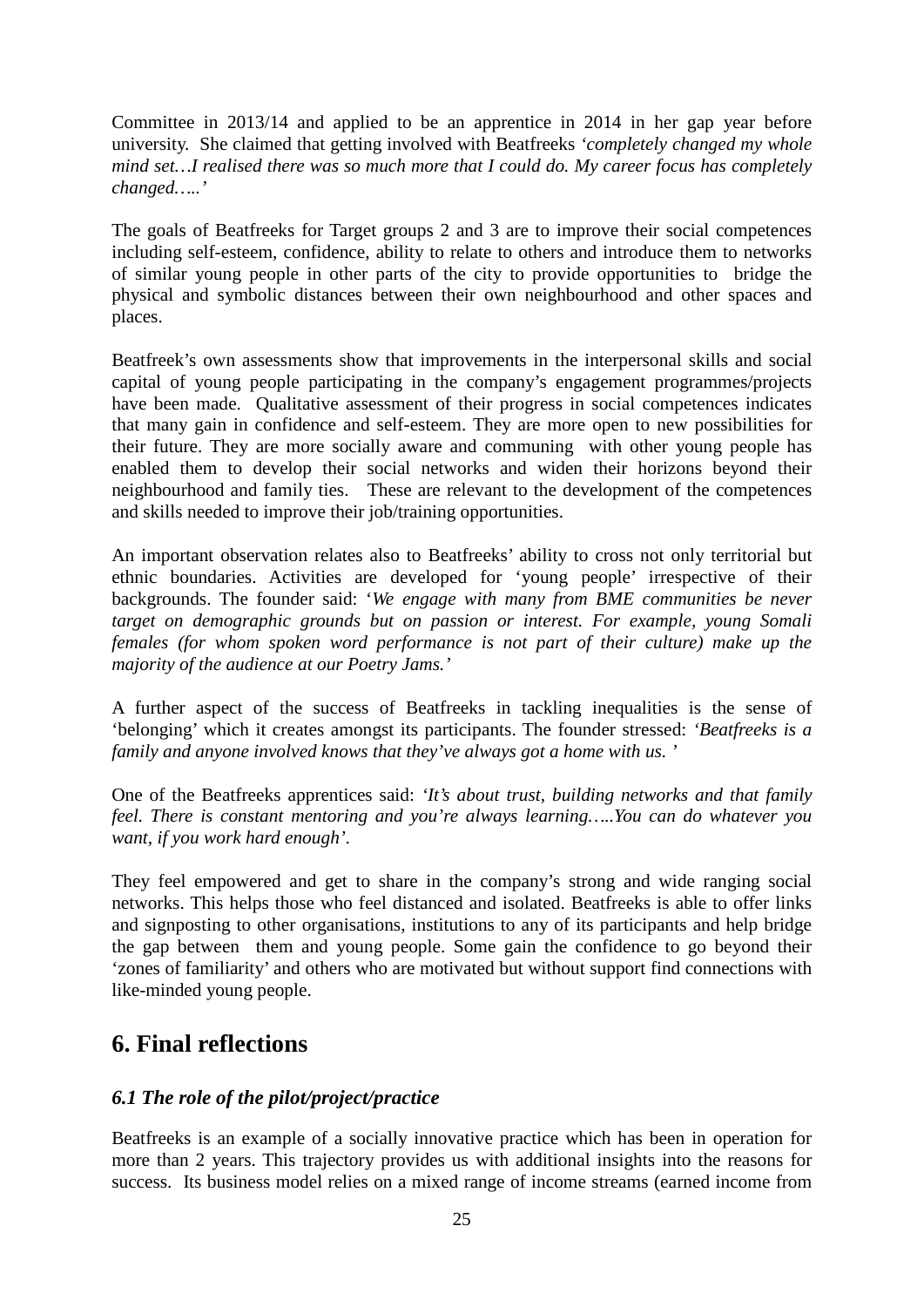Committee in 2013/14 and applied to be an apprentice in 2014 in her gap year before university. She claimed that getting involved with Beatfreeks *'completely changed my whole mind set…I realised there was so much more that I could do. My career focus has completely changed…..'*

The goals of Beatfreeks for Target groups 2 and 3 are to improve their social competences including self-esteem, confidence, ability to relate to others and introduce them to networks of similar young people in other parts of the city to provide opportunities to bridge the physical and symbolic distances between their own neighbourhood and other spaces and places.

Beatfreek's own assessments show that improvements in the interpersonal skills and social capital of young people participating in the company's engagement programmes/projects have been made. Qualitative assessment of their progress in social competences indicates that many gain in confidence and self-esteem. They are more open to new possibilities for their future. They are more socially aware and communing with other young people has enabled them to develop their social networks and widen their horizons beyond their neighbourhood and family ties. These are relevant to the development of the competences and skills needed to improve their job/training opportunities.

An important observation relates also to Beatfreeks' ability to cross not only territorial but ethnic boundaries. Activities are developed for 'young people' irrespective of their backgrounds. The founder said: '*We engage with many from BME communities be never target on demographic grounds but on passion or interest. For example, young Somali females (for whom spoken word performance is not part of their culture) make up the majority of the audience at our Poetry Jams.'*

A further aspect of the success of Beatfreeks in tackling inequalities is the sense of 'belonging' which it creates amongst its participants. The founder stressed: *'Beatfreeks is a family and anyone involved knows that they've always got a home with us. '*

One of the Beatfreeks apprentices said: *'It's about trust, building networks and that family feel. There is constant mentoring and you're always learning…..You can do whatever you want, if you work hard enough'*.

They feel empowered and get to share in the company's strong and wide ranging social networks. This helps those who feel distanced and isolated. Beatfreeks is able to offer links and signposting to other organisations, institutions to any of its participants and help bridge the gap between them and young people. Some gain the confidence to go beyond their 'zones of familiarity' and others who are motivated but without support find connections with like-minded young people.

## 6. Final reflections

### *6.1 The role of the pilot/project/practice*

Beatfreeks is an example of a socially innovative practice which has been in operation for more than 2 years. This trajectory provides us with additional insights into the reasons for success. Its business model relies on a mixed range of income streams (earned income from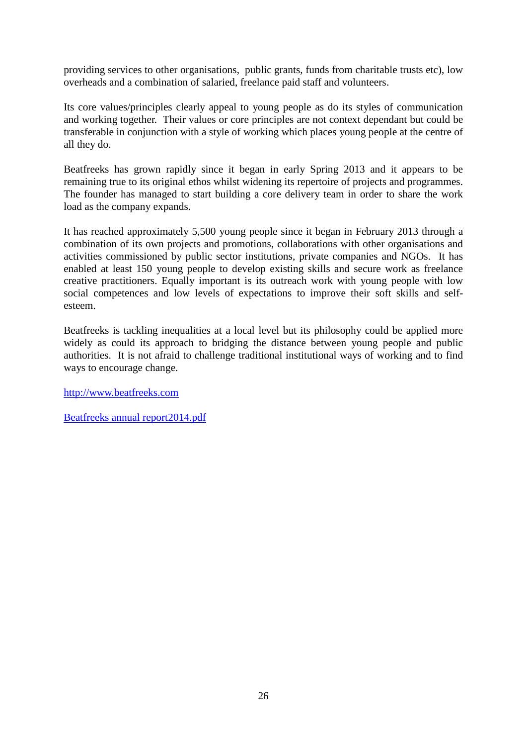providing services to other organisations,  public grants, funds from charitable trusts etc), low overheads and a combination of salaried, freelance paid staff and volunteers.

Its core values/principles clearly appeal to young people as do its styles of communication and working together.  Their values or core principles are not context dependant but could be transferable in conjunction with a style of working which places young people at the centre of all they do.

Beatfreeks has grown rapidly since it began in early Spring 2013 and it appears to be remaining true to its original ethos whilst widening its repertoire of projects and programmes. The founder has managed to start building a core delivery team in order to share the work load as the company expands.

It has reached approximately 5,500 young people since it began in February 2013 through a combination of its own projects and promotions, collaborations with other organisations and activities commissioned by public sector institutions, private companies and NGOs.  It has enabled at least 150 young people to develop existing skills and secure work as freelance creative practitioners. Equally important is its outreach work with young people with low social competences and low levels of expectations to improve their soft skills and self-esteem.

Beatfreeks is tackling inequalities at a local level but its philosophy could be applied more widely as could its approach to bridging the distance between young people and public authorities.  It is not afraid to challenge traditional institutional ways of working and to find ways to encourage change.

[http://www.beatfreeks.com](http://www.beatfreeks.com)

Beatfreeks annual report2014.pdf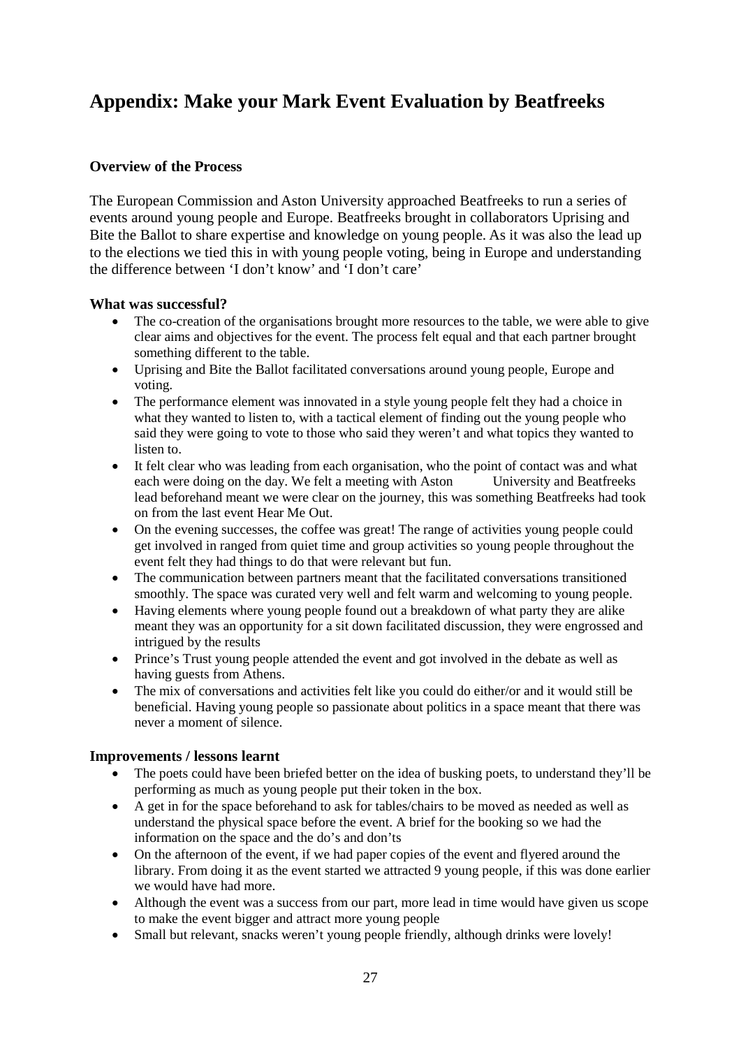# Appendix: Make your Mark Event Evaluation by Beatfreeks

### Overview of the Process

The European Commission and Aston University approached Beatfreeks to run a series of events around young people and Europe. Beatfreeks brought in collaborators Uprising and Bite the Ballot to share expertise and knowledge on young people. As it was also the lead up to the elections we tied this in with young people voting, being in Europe and understanding the difference between 'I don't know' and 'I don't care'

### What was successful?

- The co-creation of the organisations brought more resources to the table, we were able to give clear aims and objectives for the event. The process felt equal and that each partner brought something different to the table.
- Uprising and Bite the Ballot facilitated conversations around young people, Europe and voting.
- The performance element was innovated in a style young people felt they had a choice in what they wanted to listen to, with a tactical element of finding out the young people who said they were going to vote to those who said they weren't and what topics they wanted to listen to.
- It felt clear who was leading from each organisation, who the point of contact was and what each were doing on the day. We felt a meeting with Aston University and Beatfreeks lead beforehand meant we were clear on the journey, this was something Beatfreeks had took on from the last event Hear Me Out.
- On the evening successes, the coffee was great! The range of activities young people could get involved in ranged from quiet time and group activities so young people throughout the event felt they had things to do that were relevant but fun.
- The communication between partners meant that the facilitated conversations transitioned smoothly. The space was curated very well and felt warm and welcoming to young people.
- Having elements where young people found out a breakdown of what party they are alike meant they was an opportunity for a sit down facilitated discussion, they were engrossed and intrigued by the results
- Prince's Trust young people attended the event and got involved in the debate as well as having guests from Athens.
- The mix of conversations and activities felt like you could do either/or and it would still be beneficial. Having young people so passionate about politics in a space meant that there was never a moment of silence.

### Improvements / lessons learnt

- The poets could have been briefed better on the idea of busking poets, to understand they'll be performing as much as young people put their token in the box.
- A get in for the space beforehand to ask for tables/chairs to be moved as needed as well as understand the physical space before the event. A brief for the booking so we had the information on the space and the do's and don'ts
- On the afternoon of the event, if we had paper copies of the event and flyered around the library. From doing it as the event started we attracted 9 young people, if this was done earlier we would have had more.
- Although the event was a success from our part, more lead in time would have given us scope to make the event bigger and attract more young people
- Small but relevant, snacks weren't young people friendly, although drinks were lovely!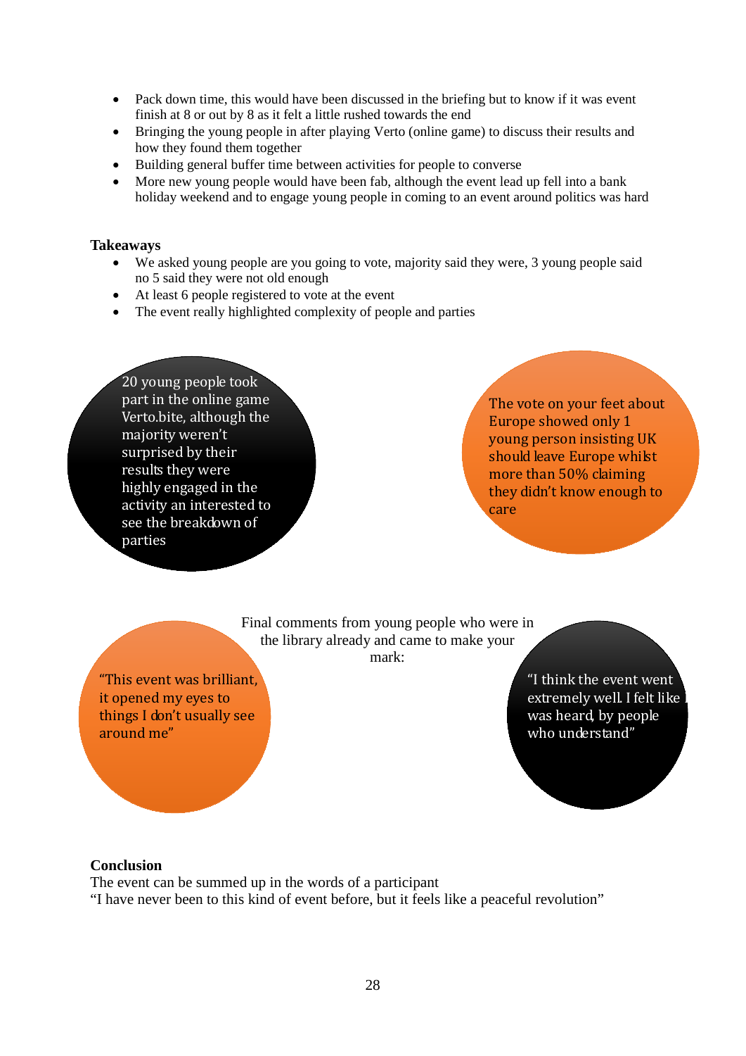- Pack down time, this would have been discussed in the briefing but to know if it was event finish at 8 or out by 8 as it felt a little rushed towards the end
- Bringing the young people in after playing Verto (online game) to discuss their results and how they found them together
- Building general buffer time between activities for people to converse
- More new young people would have been fab, although the event lead up fell into a bank holiday weekend and to engage young people in coming to an event around politics was hard

**Takeaways**

- We asked young people are you going to vote, majority said they were, 3 young people said no 5 said they were not old enough
- At least 6 people registered to vote at the event
- The event really highlighted complexity of people and parties

20 young people took part in the online game Verto.bite, although the majority weren't surprised by their results they were highly engaged in the activity an interested to see the breakdown of parties

The vote on your feet about Europe showed only 1 young person insisting UK should leave Europe whilst more than 50% claiming they didn't know enough to care

Final comments from young people who were in the library already and came to make your mark:

"This event was brilliant, it opened my eyes to things I don't usually see around me"

"I think the event went extremely well. I felt like I was heard, by people who understand"

**Conclusion**

The event can be summed up in the words of a participant

"I have never been to this kind of event before, but it feels like a peaceful revolution"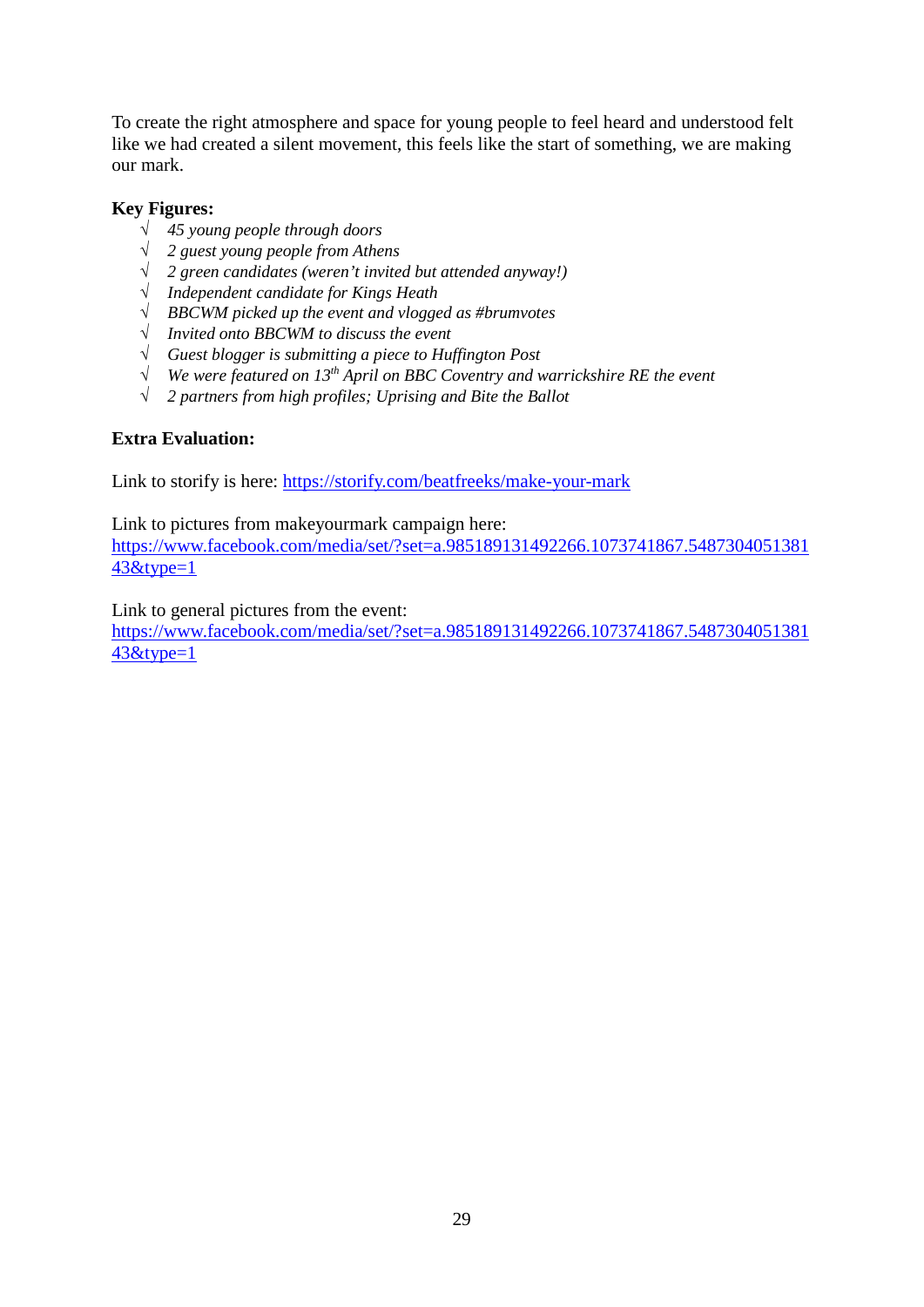To create the right atmosphere and space for young people to feel heard and understood felt like we had created a silent movement, this feels like the start of something, we are making our mark.

**Key Figures:**

- √ *45 young people through doors*
- √ *2 guest young people from Athens*
- √ *2 green candidates (weren't invited but attended anyway!)*
- √ *Independent candidate for Kings Heath*
- √ *BBCWM picked up the event and vlogged as #brumvotes*
- √ *Invited onto BBCWM to discuss the event*
- √ *Guest blogger is submitting a piece to Huffington Post*
- √ *We were featured on 13th April on BBC Coventry and warrickshire RE the event*
- √ *2 partners from high profiles; Uprising and Bite the Ballot*

**Extra Evaluation:**

Link to storify is here: [https://storify.com/beatfreeks/make-your-mark](https://storify.com/beatfreeks/make-your-mark)

Link to pictures from makeyourmark campaign here:
[https://www.facebook.com/media/set/?set=a.985189131492266.1073741867.548730405138143&type=1](https://www.facebook.com/media/set/?set=a.985189131492266.1073741867.548730405138143&type=1)

Link to general pictures from the event:
[https://www.facebook.com/media/set/?set=a.985189131492266.1073741867.548730405138143&type=1](https://www.facebook.com/media/set/?set=a.985189131492266.1073741867.548730405138143&type=1)